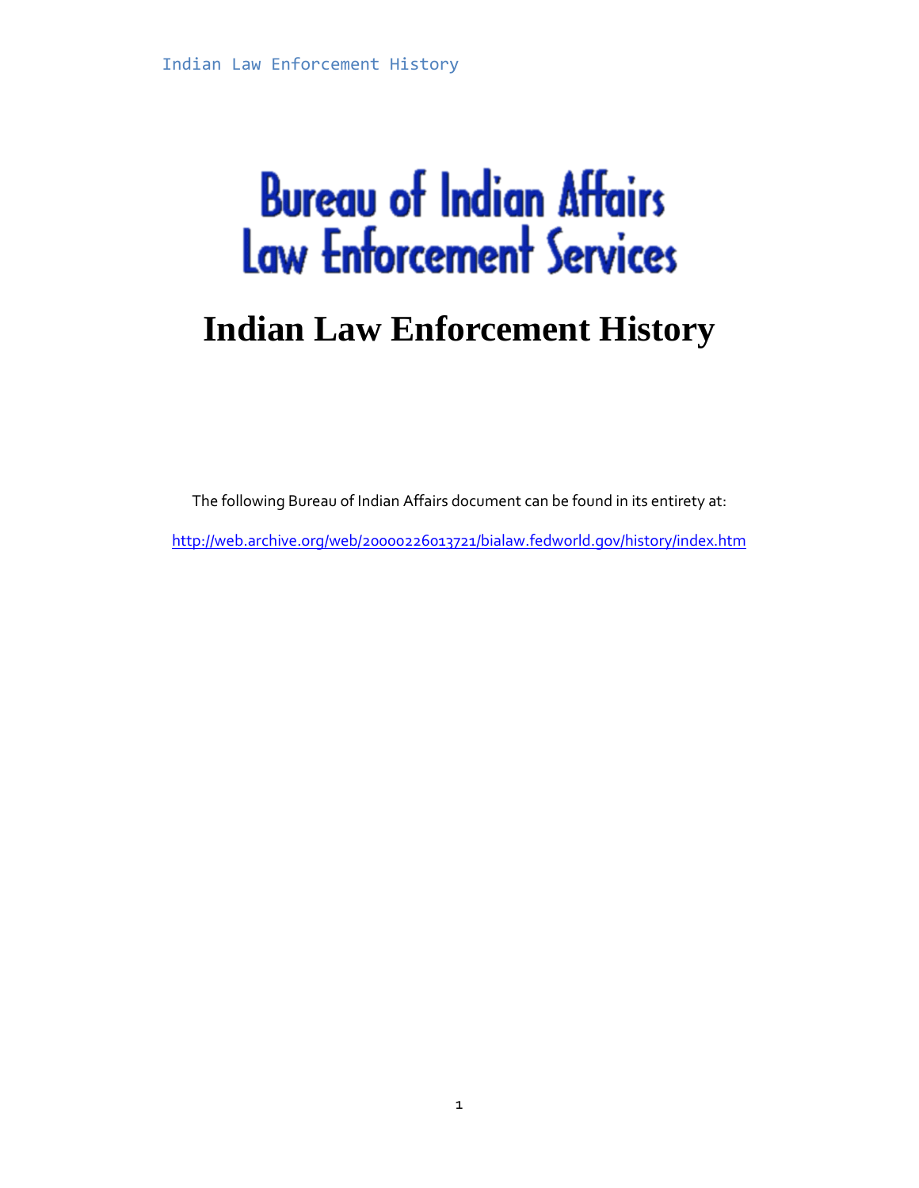# Bureau of Indian Affairs Law Enforcement Services

# Indian Law Enforcement History

The following Bureau of Indian Affairs document can be found in its entirety at:

http://web.archive.org/web/20000226013721/bialaw.fedworld.gov/history/index.htm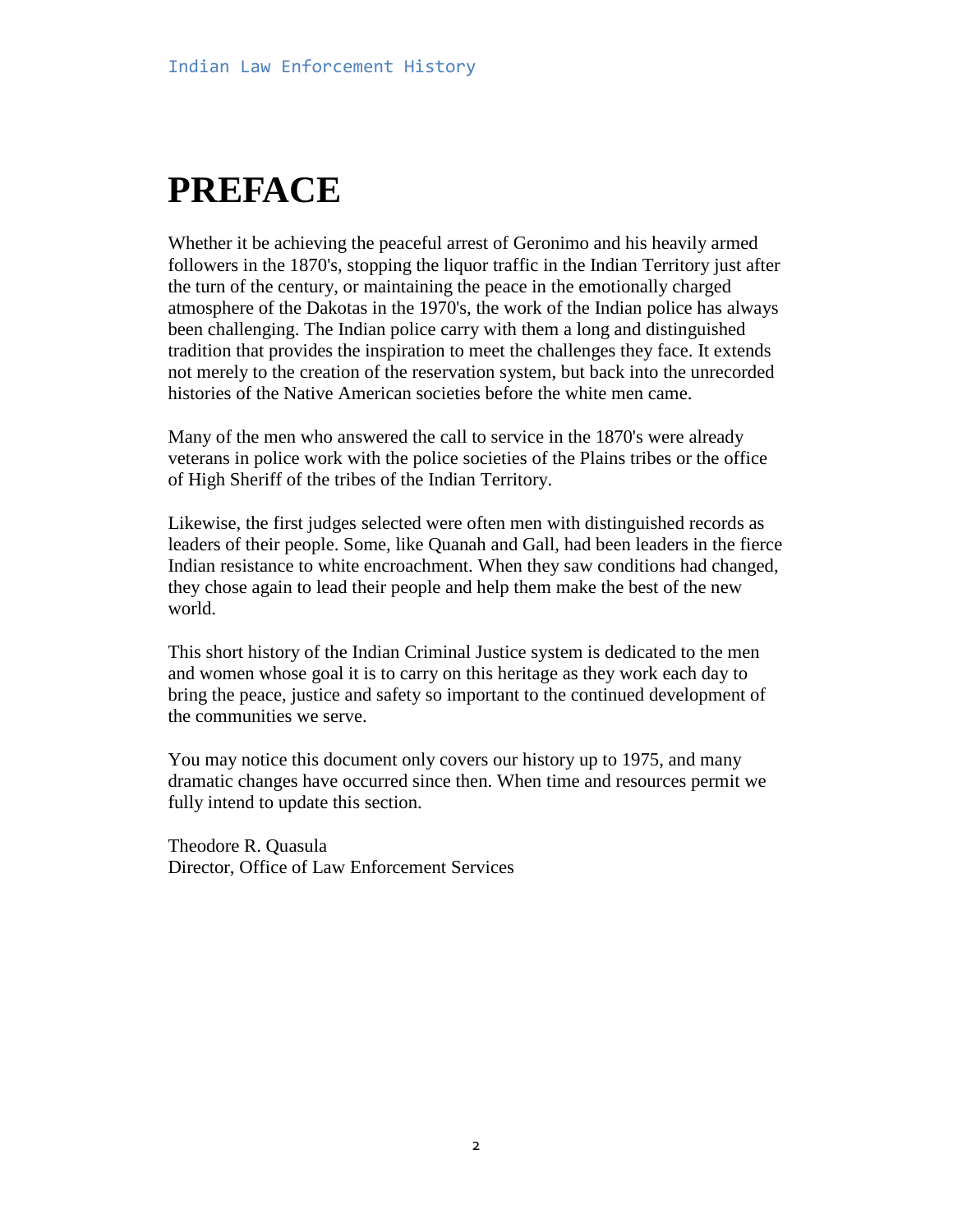# PREFACE

Whether it be achieving the peaceful arrest of Geronimo and his heavily armed followers in the 1870's, stopping the liquor traffic in the Indian Territory just after the turn of the century, or maintaining the peace in the emotionally charged atmosphere of the Dakotas in the 1970's, the work of the Indian police has always been challenging. The Indian police carry with them a long and distinguished tradition that provides the inspiration to meet the challenges they face. It extends not merely to the creation of the reservation system, but back into the unrecorded histories of the Native American societies before the white men came.

Many of the men who answered the call to service in the 1870's were already veterans in police work with the police societies of the Plains tribes or the office of High Sheriff of the tribes of the Indian Territory.

Likewise, the first judges selected were often men with distinguished records as leaders of their people. Some, like Quanah and Gall, had been leaders in the fierce Indian resistance to white encroachment. When they saw conditions had changed, they chose again to lead their people and help them make the best of the new world.

This short history of the Indian Criminal Justice system is dedicated to the men and women whose goal it is to carry on this heritage as they work each day to bring the peace, justice and safety so important to the continued development of the communities we serve.

You may notice this document only covers our history up to 1975, and many dramatic changes have occurred since then. When time and resources permit we fully intend to update this section.

Theodore R. Quasula
Director, Office of Law Enforcement Services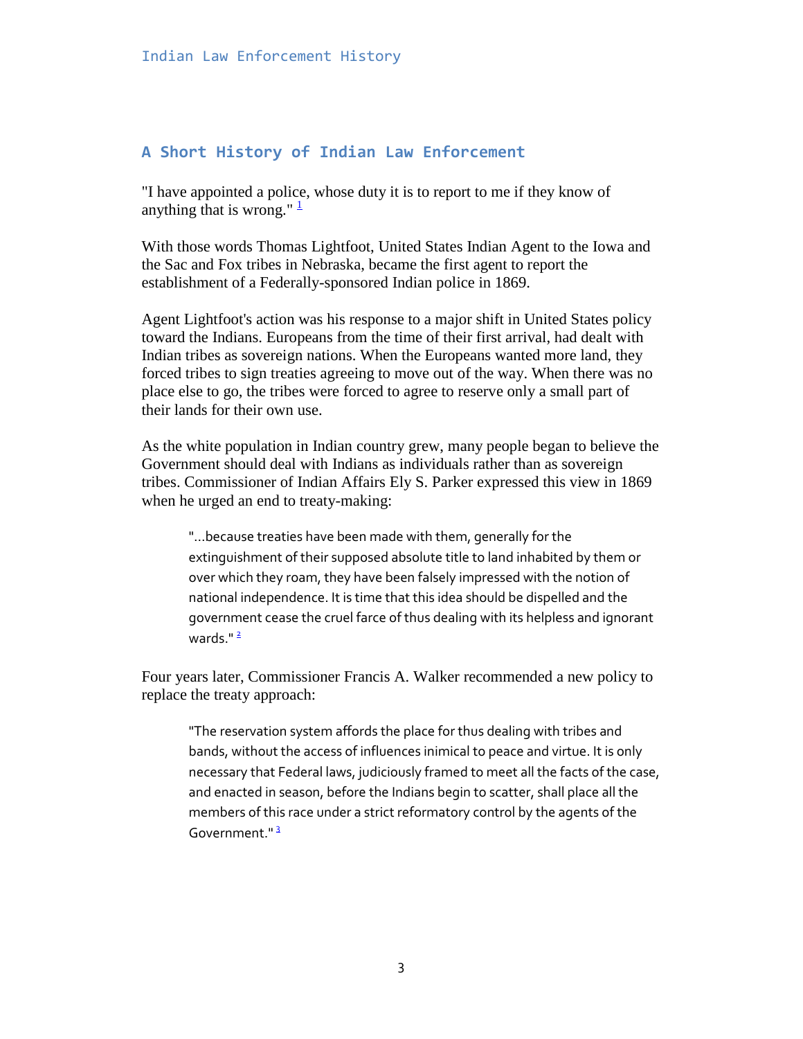## A Short History of Indian Law Enforcement

"I have appointed a police, whose duty it is to report to me if they know of anything that is wrong." [1]

With those words Thomas Lightfoot, United States Indian Agent to the Iowa and the Sac and Fox tribes in Nebraska, became the first agent to report the establishment of a Federally-sponsored Indian police in 1869.

Agent Lightfoot's action was his response to a major shift in United States policy toward the Indians. Europeans from the time of their first arrival, had dealt with Indian tribes as sovereign nations. When the Europeans wanted more land, they forced tribes to sign treaties agreeing to move out of the way. When there was no place else to go, the tribes were forced to agree to reserve only a small part of their lands for their own use.

As the white population in Indian country grew, many people began to believe the Government should deal with Indians as individuals rather than as sovereign tribes. Commissioner of Indian Affairs Ely S. Parker expressed this view in 1869 when he urged an end to treaty-making:

> "...because treaties have been made with them, generally for the extinguishment of their supposed absolute title to land inhabited by them or over which they roam, they have been falsely impressed with the notion of national independence. It is time that this idea should be dispelled and the government cease the cruel farce of thus dealing with its helpless and ignorant wards." [2]

Four years later, Commissioner Francis A. Walker recommended a new policy to replace the treaty approach:

> "The reservation system affords the place for thus dealing with tribes and bands, without the access of influences inimical to peace and virtue. It is only necessary that Federal laws, judiciously framed to meet all the facts of the case, and enacted in season, before the Indians begin to scatter, shall place all the members of this race under a strict reformatory control by the agents of the Government." [3]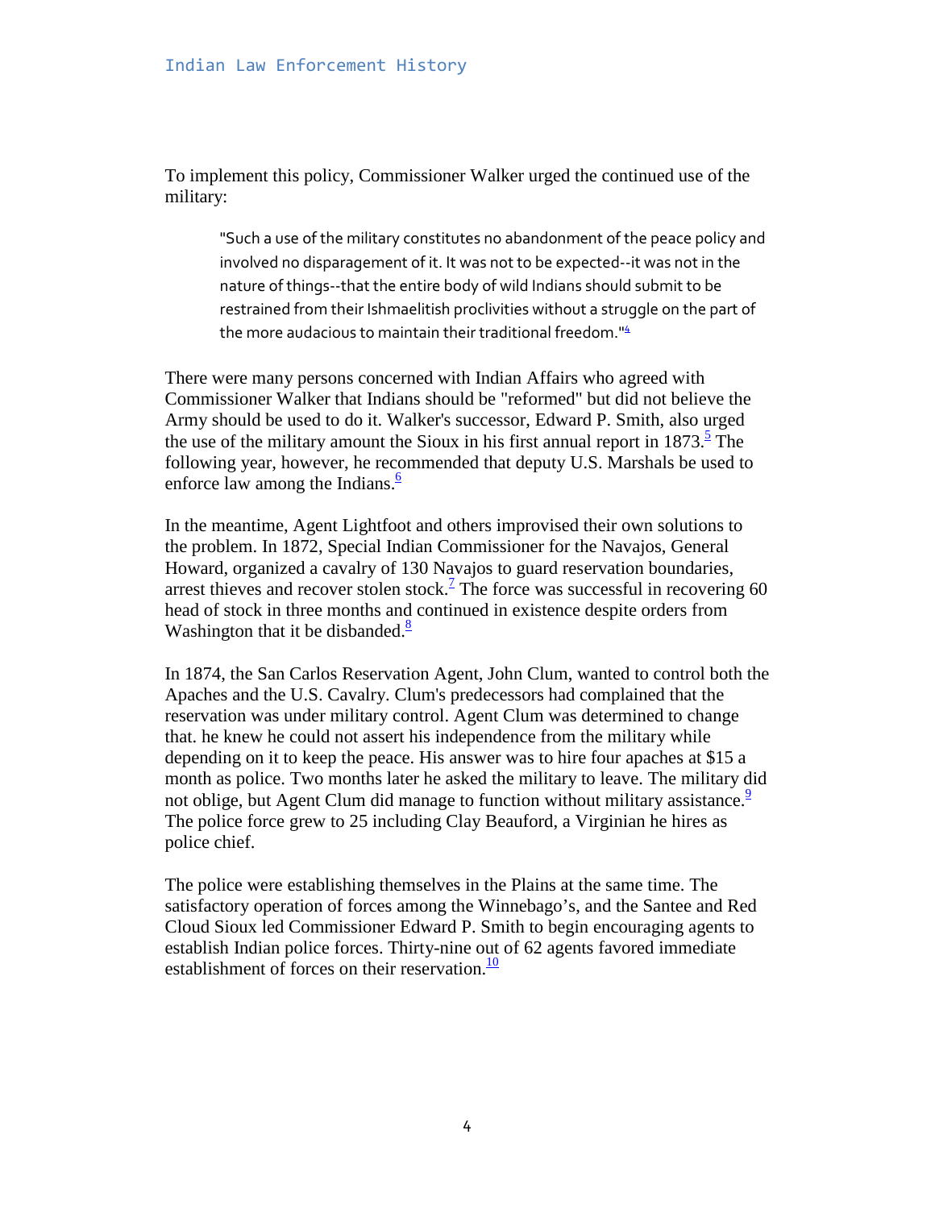To implement this policy, Commissioner Walker urged the continued use of the military:

> "Such a use of the military constitutes no abandonment of the peace policy and involved no disparagement of it. It was not to be expected--it was not in the nature of things--that the entire body of wild Indians should submit to be restrained from their Ishmaelitish proclivities without a struggle on the part of the more audacious to maintain their traditional freedom."[4]

There were many persons concerned with Indian Affairs who agreed with Commissioner Walker that Indians should be "reformed" but did not believe the Army should be used to do it. Walker's successor, Edward P. Smith, also urged the use of the military amount the Sioux in his first annual report in 1873.[5] The following year, however, he recommended that deputy U.S. Marshals be used to enforce law among the Indians.[6]

In the meantime, Agent Lightfoot and others improvised their own solutions to the problem. In 1872, Special Indian Commissioner for the Navajos, General Howard, organized a cavalry of 130 Navajos to guard reservation boundaries, arrest thieves and recover stolen stock.[7] The force was successful in recovering 60 head of stock in three months and continued in existence despite orders from Washington that it be disbanded.[8]

In 1874, the San Carlos Reservation Agent, John Clum, wanted to control both the Apaches and the U.S. Cavalry. Clum's predecessors had complained that the reservation was under military control. Agent Clum was determined to change that. he knew he could not assert his independence from the military while depending on it to keep the peace. His answer was to hire four apaches at $15 a month as police. Two months later he asked the military to leave. The military did not oblige, but Agent Clum did manage to function without military assistance.[9] The police force grew to 25 including Clay Beauford, a Virginian he hires as police chief.

The police were establishing themselves in the Plains at the same time. The satisfactory operation of forces among the Winnebago's, and the Santee and Red Cloud Sioux led Commissioner Edward P. Smith to begin encouraging agents to establish Indian police forces. Thirty-nine out of 62 agents favored immediate establishment of forces on their reservation.[10]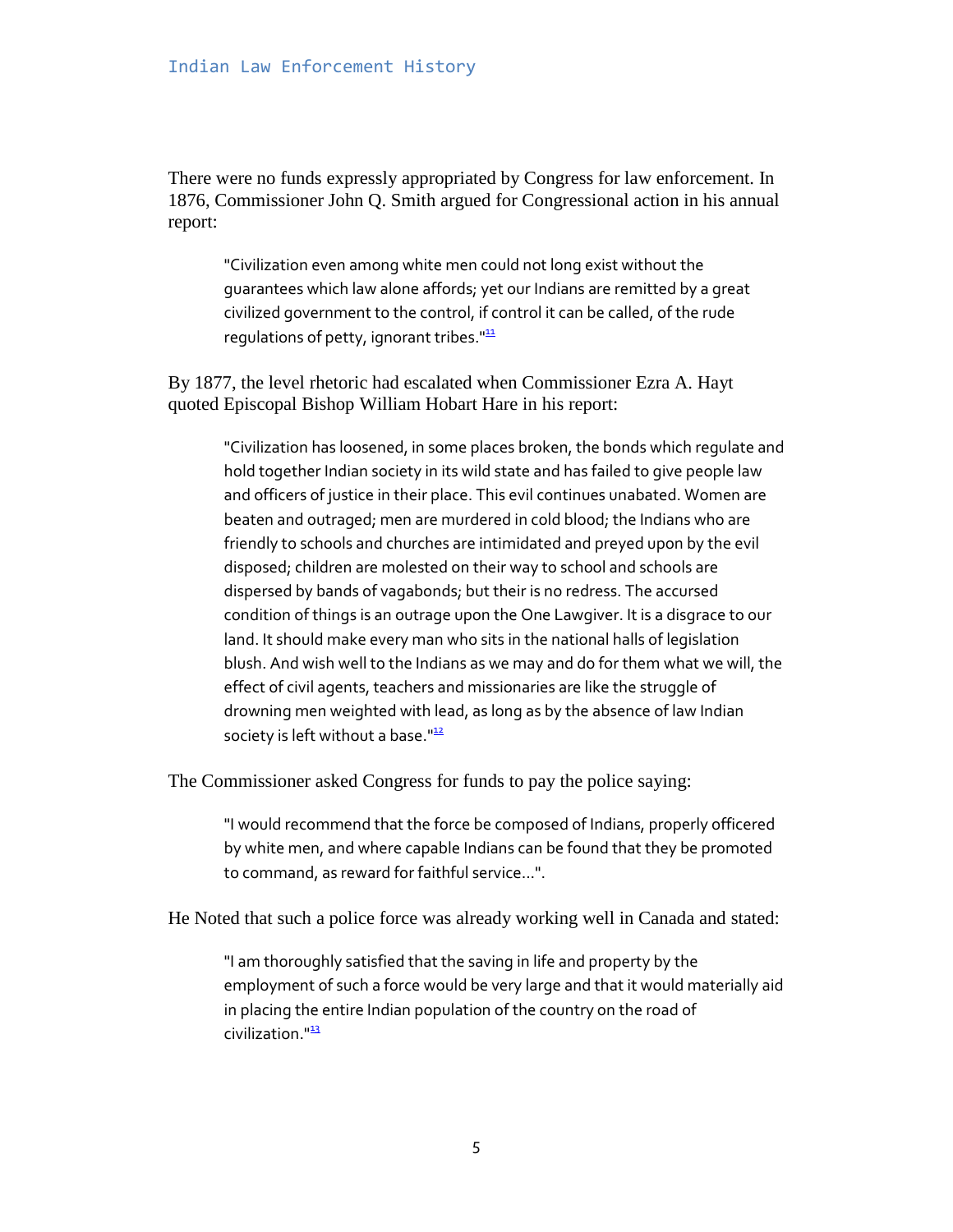There were no funds expressly appropriated by Congress for law enforcement. In 1876, Commissioner John Q. Smith argued for Congressional action in his annual report:

> "Civilization even among white men could not long exist without the guarantees which law alone affords; yet our Indians are remitted by a great civilized government to the control, if control it can be called, of the rude regulations of petty, ignorant tribes."[11]

By 1877, the level rhetoric had escalated when Commissioner Ezra A. Hayt quoted Episcopal Bishop William Hobart Hare in his report:

> "Civilization has loosened, in some places broken, the bonds which regulate and hold together Indian society in its wild state and has failed to give people law and officers of justice in their place. This evil continues unabated. Women are beaten and outraged; men are murdered in cold blood; the Indians who are friendly to schools and churches are intimidated and preyed upon by the evil disposed; children are molested on their way to school and schools are dispersed by bands of vagabonds; but their is no redress. The accursed condition of things is an outrage upon the One Lawgiver. It is a disgrace to our land. It should make every man who sits in the national halls of legislation blush. And wish well to the Indians as we may and do for them what we will, the effect of civil agents, teachers and missionaries are like the struggle of drowning men weighted with lead, as long as by the absence of law Indian society is left without a base."[12]

The Commissioner asked Congress for funds to pay the police saying:

> "I would recommend that the force be composed of Indians, properly officered by white men, and where capable Indians can be found that they be promoted to command, as reward for faithful service...".

He Noted that such a police force was already working well in Canada and stated:

> "I am thoroughly satisfied that the saving in life and property by the employment of such a force would be very large and that it would materially aid in placing the entire Indian population of the country on the road of civilization."[13]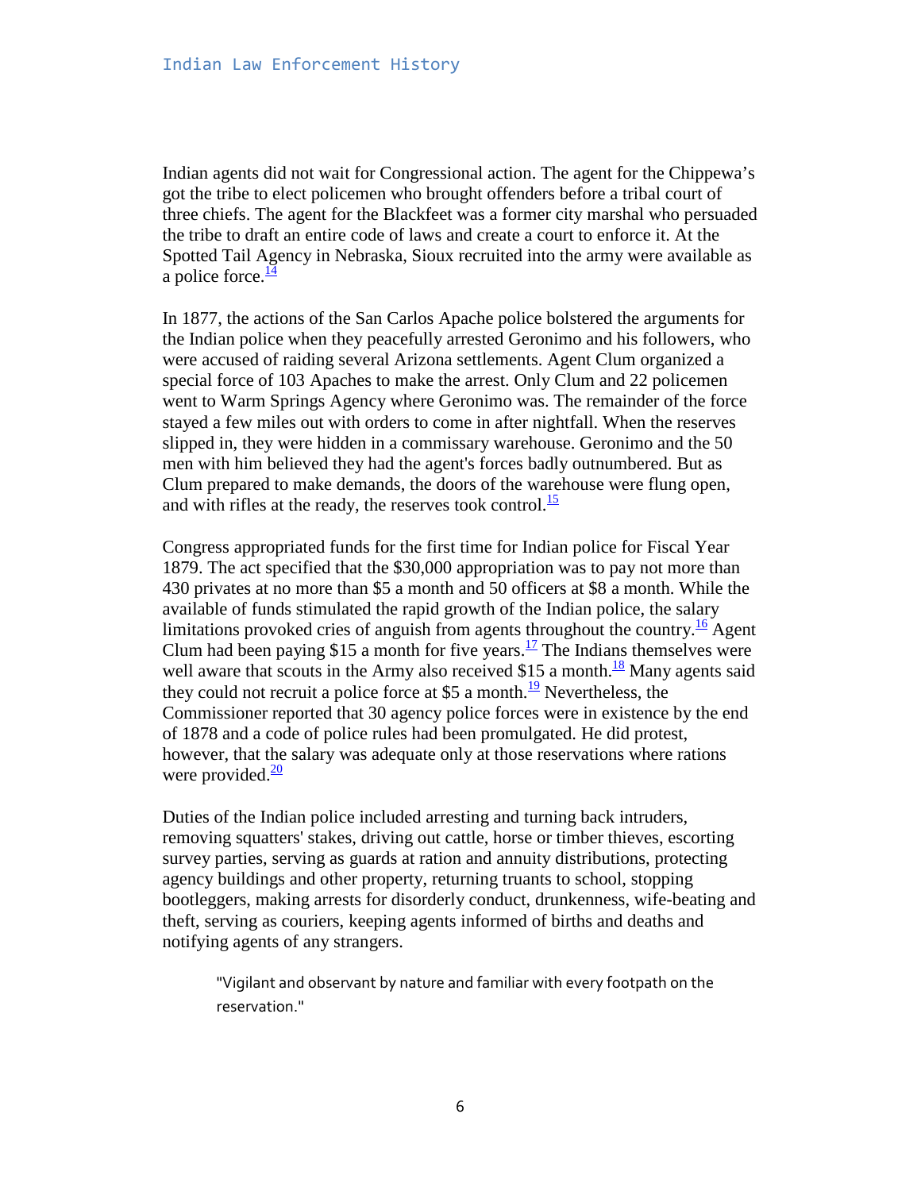Indian agents did not wait for Congressional action. The agent for the Chippewa's got the tribe to elect policemen who brought offenders before a tribal court of three chiefs. The agent for the Blackfeet was a former city marshal who persuaded the tribe to draft an entire code of laws and create a court to enforce it. At the Spotted Tail Agency in Nebraska, Sioux recruited into the army were available as a police force.[14]

In 1877, the actions of the San Carlos Apache police bolstered the arguments for the Indian police when they peacefully arrested Geronimo and his followers, who were accused of raiding several Arizona settlements. Agent Clum organized a special force of 103 Apaches to make the arrest. Only Clum and 22 policemen went to Warm Springs Agency where Geronimo was. The remainder of the force stayed a few miles out with orders to come in after nightfall. When the reserves slipped in, they were hidden in a commissary warehouse. Geronimo and the 50 men with him believed they had the agent's forces badly outnumbered. But as Clum prepared to make demands, the doors of the warehouse were flung open, and with rifles at the ready, the reserves took control.[15]

Congress appropriated funds for the first time for Indian police for Fiscal Year 1879. The act specified that the $30,000 appropriation was to pay not more than 430 privates at no more than $5 a month and 50 officers at $8 a month. While the available of funds stimulated the rapid growth of the Indian police, the salary limitations provoked cries of anguish from agents throughout the country.[16] Agent Clum had been paying $15 a month for five years.[17] The Indians themselves were well aware that scouts in the Army also received $15 a month.[18] Many agents said they could not recruit a police force at $5 a month.[19] Nevertheless, the Commissioner reported that 30 agency police forces were in existence by the end of 1878 and a code of police rules had been promulgated. He did protest, however, that the salary was adequate only at those reservations where rations were provided.[20]

Duties of the Indian police included arresting and turning back intruders, removing squatters' stakes, driving out cattle, horse or timber thieves, escorting survey parties, serving as guards at ration and annuity distributions, protecting agency buildings and other property, returning truants to school, stopping bootleggers, making arrests for disorderly conduct, drunkenness, wife-beating and theft, serving as couriers, keeping agents informed of births and deaths and notifying agents of any strangers.

> "Vigilant and observant by nature and familiar with every footpath on the reservation."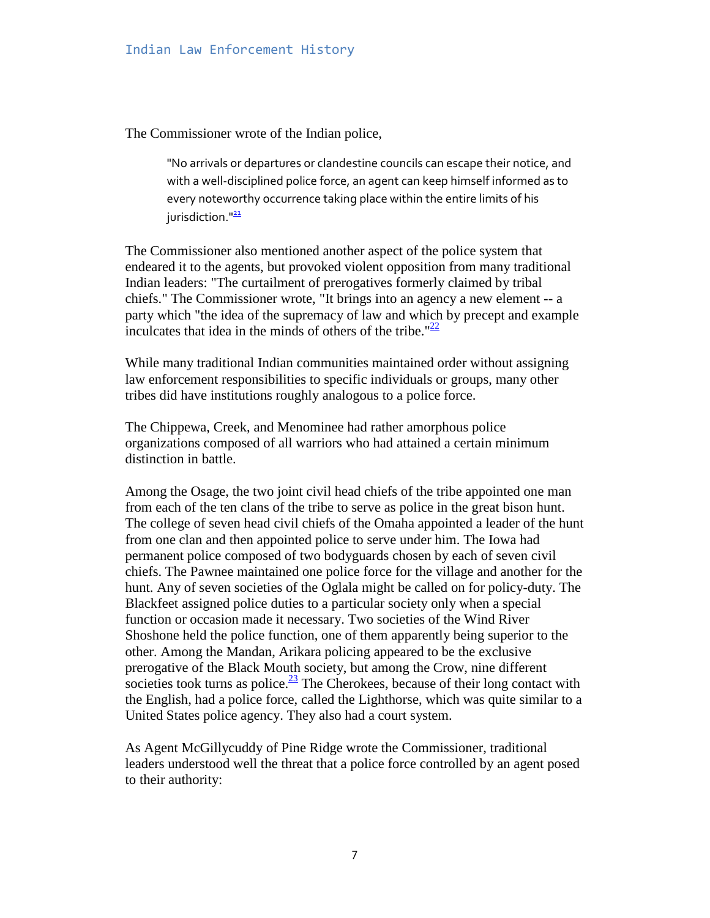The Commissioner wrote of the Indian police,

> "No arrivals or departures or clandestine councils can escape their notice, and with a well-disciplined police force, an agent can keep himself informed as to every noteworthy occurrence taking place within the entire limits of his jurisdiction."[21]

The Commissioner also mentioned another aspect of the police system that endeared it to the agents, but provoked violent opposition from many traditional Indian leaders: "The curtailment of prerogatives formerly claimed by tribal chiefs." The Commissioner wrote, "It brings into an agency a new element -- a party which "the idea of the supremacy of law and which by precept and example inculcates that idea in the minds of others of the tribe."[22]

While many traditional Indian communities maintained order without assigning law enforcement responsibilities to specific individuals or groups, many other tribes did have institutions roughly analogous to a police force.

The Chippewa, Creek, and Menominee had rather amorphous police organizations composed of all warriors who had attained a certain minimum distinction in battle.

Among the Osage, the two joint civil head chiefs of the tribe appointed one man from each of the ten clans of the tribe to serve as police in the great bison hunt. The college of seven head civil chiefs of the Omaha appointed a leader of the hunt from one clan and then appointed police to serve under him. The Iowa had permanent police composed of two bodyguards chosen by each of seven civil chiefs. The Pawnee maintained one police force for the village and another for the hunt. Any of seven societies of the Oglala might be called on for policy-duty. The Blackfeet assigned police duties to a particular society only when a special function or occasion made it necessary. Two societies of the Wind River Shoshone held the police function, one of them apparently being superior to the other. Among the Mandan, Arikara policing appeared to be the exclusive prerogative of the Black Mouth society, but among the Crow, nine different societies took turns as police.[23] The Cherokees, because of their long contact with the English, had a police force, called the Lighthorse, which was quite similar to a United States police agency. They also had a court system.

As Agent McGillycuddy of Pine Ridge wrote the Commissioner, traditional leaders understood well the threat that a police force controlled by an agent posed to their authority: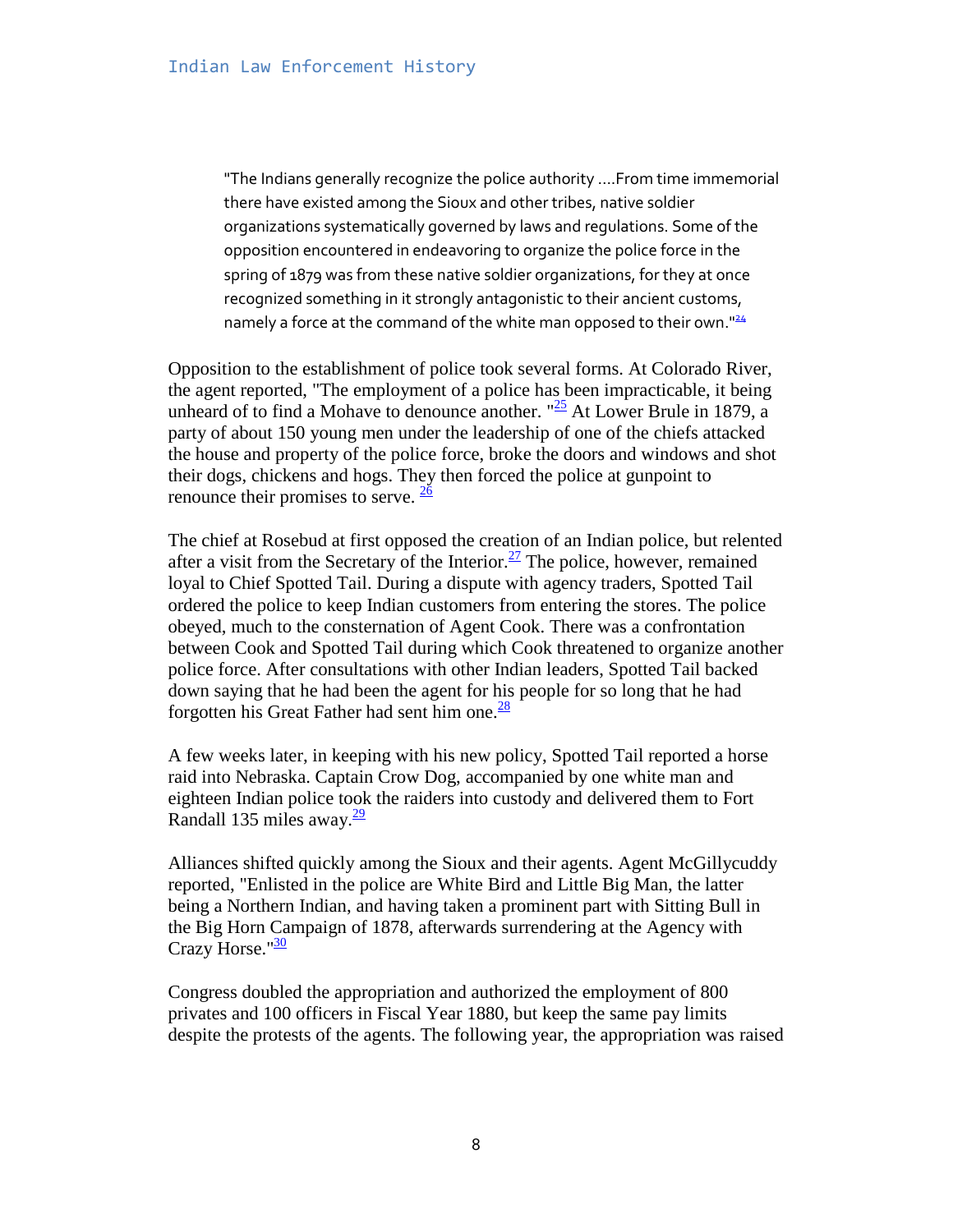> "The Indians generally recognize the police authority ....From time immemorial there have existed among the Sioux and other tribes, native soldier organizations systematically governed by laws and regulations. Some of the opposition encountered in endeavoring to organize the police force in the spring of 1879 was from these native soldier organizations, for they at once recognized something in it strongly antagonistic to their ancient customs, namely a force at the command of the white man opposed to their own."[24]

Opposition to the establishment of police took several forms. At Colorado River, the agent reported, "The employment of a police has been impracticable, it being unheard of to find a Mohave to denounce another. "[25] At Lower Brule in 1879, a party of about 150 young men under the leadership of one of the chiefs attacked the house and property of the police force, broke the doors and windows and shot their dogs, chickens and hogs. They then forced the police at gunpoint to renounce their promises to serve. [26]

The chief at Rosebud at first opposed the creation of an Indian police, but relented after a visit from the Secretary of the Interior.[27] The police, however, remained loyal to Chief Spotted Tail. During a dispute with agency traders, Spotted Tail ordered the police to keep Indian customers from entering the stores. The police obeyed, much to the consternation of Agent Cook. There was a confrontation between Cook and Spotted Tail during which Cook threatened to organize another police force. After consultations with other Indian leaders, Spotted Tail backed down saying that he had been the agent for his people for so long that he had forgotten his Great Father had sent him one.[28]

A few weeks later, in keeping with his new policy, Spotted Tail reported a horse raid into Nebraska. Captain Crow Dog, accompanied by one white man and eighteen Indian police took the raiders into custody and delivered them to Fort Randall 135 miles away.[29]

Alliances shifted quickly among the Sioux and their agents. Agent McGillycuddy reported, "Enlisted in the police are White Bird and Little Big Man, the latter being a Northern Indian, and having taken a prominent part with Sitting Bull in the Big Horn Campaign of 1878, afterwards surrendering at the Agency with Crazy Horse."[30]

Congress doubled the appropriation and authorized the employment of 800 privates and 100 officers in Fiscal Year 1880, but keep the same pay limits despite the protests of the agents. The following year, the appropriation was raised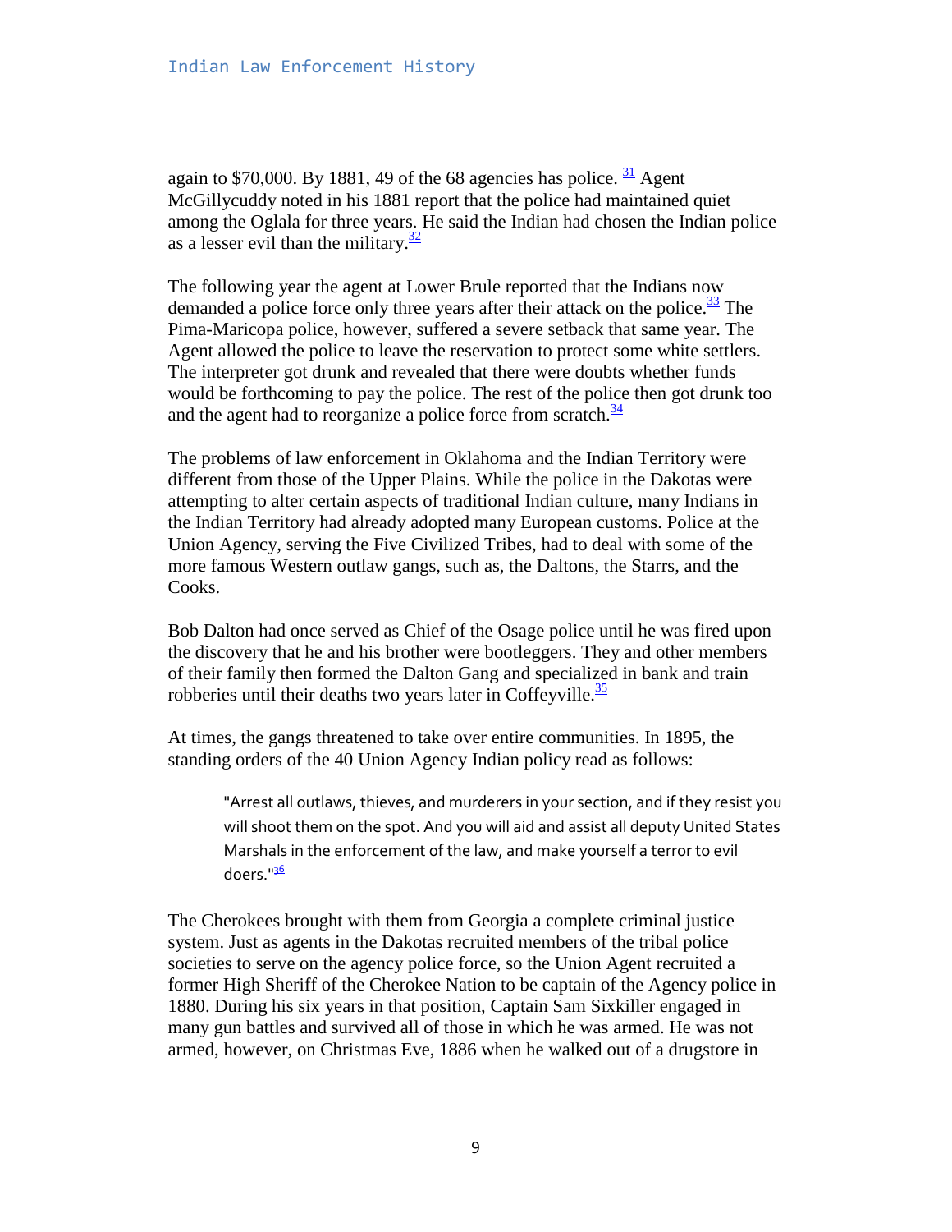again to $70,000. By 1881, 49 of the 68 agencies has police. [31] Agent McGillycuddy noted in his 1881 report that the police had maintained quiet among the Oglala for three years. He said the Indian had chosen the Indian police as a lesser evil than the military.[32]

The following year the agent at Lower Brule reported that the Indians now demanded a police force only three years after their attack on the police.[33] The Pima-Maricopa police, however, suffered a severe setback that same year. The Agent allowed the police to leave the reservation to protect some white settlers. The interpreter got drunk and revealed that there were doubts whether funds would be forthcoming to pay the police. The rest of the police then got drunk too and the agent had to reorganize a police force from scratch.[34]

The problems of law enforcement in Oklahoma and the Indian Territory were different from those of the Upper Plains. While the police in the Dakotas were attempting to alter certain aspects of traditional Indian culture, many Indians in the Indian Territory had already adopted many European customs. Police at the Union Agency, serving the Five Civilized Tribes, had to deal with some of the more famous Western outlaw gangs, such as, the Daltons, the Starrs, and the Cooks.

Bob Dalton had once served as Chief of the Osage police until he was fired upon the discovery that he and his brother were bootleggers. They and other members of their family then formed the Dalton Gang and specialized in bank and train robberies until their deaths two years later in Coffeyville.[35]

At times, the gangs threatened to take over entire communities. In 1895, the standing orders of the 40 Union Agency Indian policy read as follows:

> "Arrest all outlaws, thieves, and murderers in your section, and if they resist you will shoot them on the spot. And you will aid and assist all deputy United States Marshals in the enforcement of the law, and make yourself a terror to evil doers."[36]

The Cherokees brought with them from Georgia a complete criminal justice system. Just as agents in the Dakotas recruited members of the tribal police societies to serve on the agency police force, so the Union Agent recruited a former High Sheriff of the Cherokee Nation to be captain of the Agency police in 1880. During his six years in that position, Captain Sam Sixkiller engaged in many gun battles and survived all of those in which he was armed. He was not armed, however, on Christmas Eve, 1886 when he walked out of a drugstore in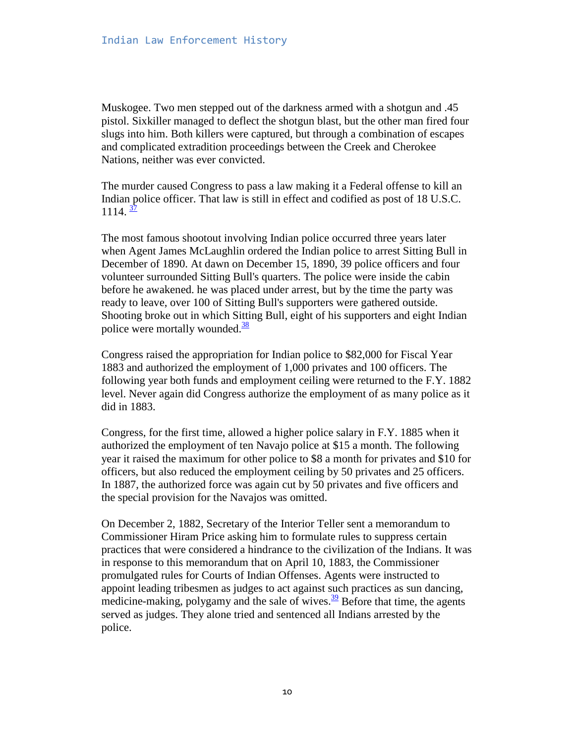Muskogee. Two men stepped out of the darkness armed with a shotgun and .45 pistol. Sixkiller managed to deflect the shotgun blast, but the other man fired four slugs into him. Both killers were captured, but through a combination of escapes and complicated extradition proceedings between the Creek and Cherokee Nations, neither was ever convicted.

The murder caused Congress to pass a law making it a Federal offense to kill an Indian police officer. That law is still in effect and codified as post of 18 U.S.C. 1114. [37]

The most famous shootout involving Indian police occurred three years later when Agent James McLaughlin ordered the Indian police to arrest Sitting Bull in December of 1890. At dawn on December 15, 1890, 39 police officers and four volunteer surrounded Sitting Bull's quarters. The police were inside the cabin before he awakened. he was placed under arrest, but by the time the party was ready to leave, over 100 of Sitting Bull's supporters were gathered outside. Shooting broke out in which Sitting Bull, eight of his supporters and eight Indian police were mortally wounded.[38]

Congress raised the appropriation for Indian police to $82,000 for Fiscal Year 1883 and authorized the employment of 1,000 privates and 100 officers. The following year both funds and employment ceiling were returned to the F.Y. 1882 level. Never again did Congress authorize the employment of as many police as it did in 1883.

Congress, for the first time, allowed a higher police salary in F.Y. 1885 when it authorized the employment of ten Navajo police at $15 a month. The following year it raised the maximum for other police to $8 a month for privates and $10 for officers, but also reduced the employment ceiling by 50 privates and 25 officers. In 1887, the authorized force was again cut by 50 privates and five officers and the special provision for the Navajos was omitted.

On December 2, 1882, Secretary of the Interior Teller sent a memorandum to Commissioner Hiram Price asking him to formulate rules to suppress certain practices that were considered a hindrance to the civilization of the Indians. It was in response to this memorandum that on April 10, 1883, the Commissioner promulgated rules for Courts of Indian Offenses. Agents were instructed to appoint leading tribesmen as judges to act against such practices as sun dancing, medicine-making, polygamy and the sale of wives.[39] Before that time, the agents served as judges. They alone tried and sentenced all Indians arrested by the police.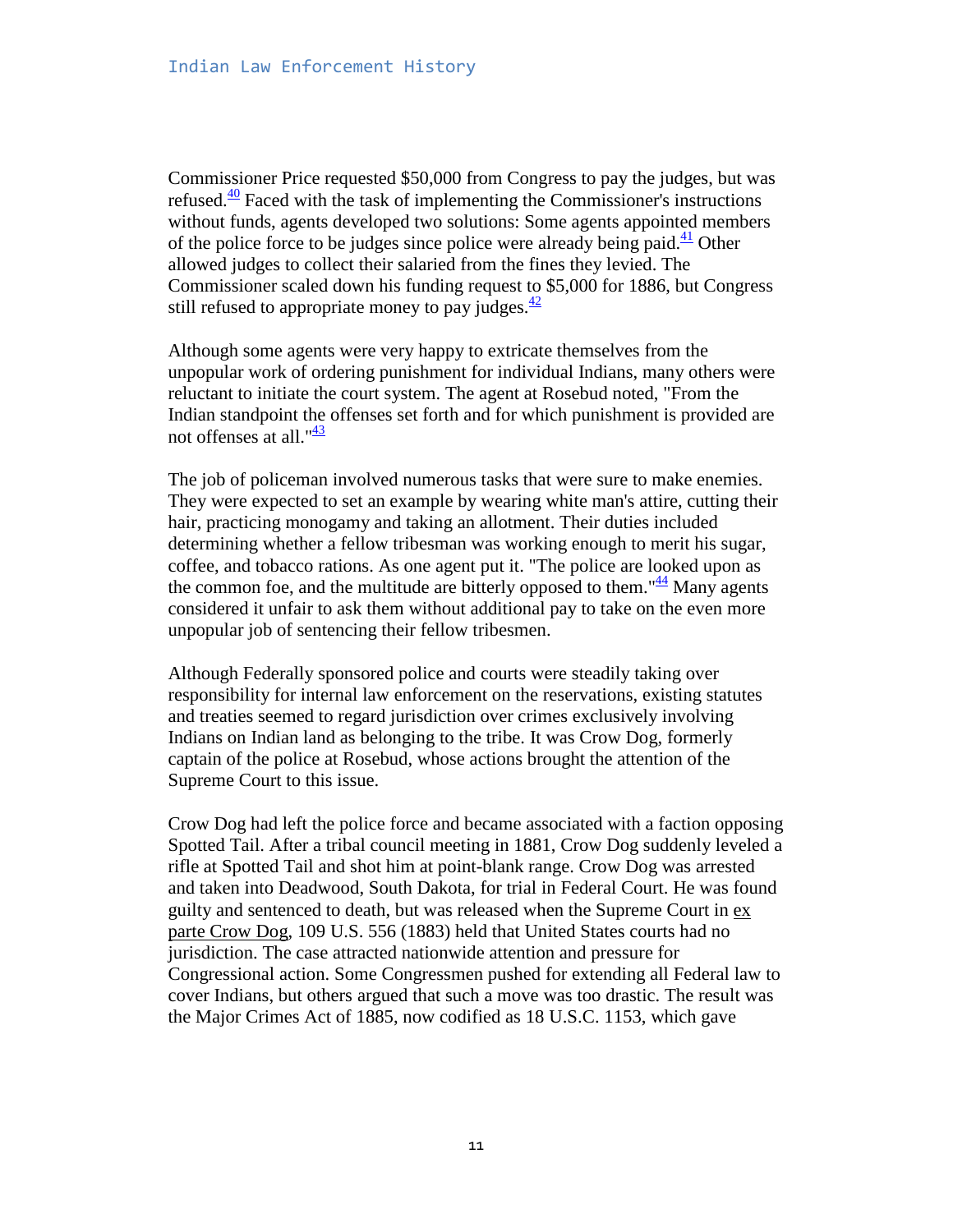Commissioner Price requested $50,000 from Congress to pay the judges, but was refused.[40] Faced with the task of implementing the Commissioner's instructions without funds, agents developed two solutions: Some agents appointed members of the police force to be judges since police were already being paid.[41] Other allowed judges to collect their salaried from the fines they levied. The Commissioner scaled down his funding request to $5,000 for 1886, but Congress still refused to appropriate money to pay judges.[42]

Although some agents were very happy to extricate themselves from the unpopular work of ordering punishment for individual Indians, many others were reluctant to initiate the court system. The agent at Rosebud noted, "From the Indian standpoint the offenses set forth and for which punishment is provided are not offenses at all."[43]

The job of policeman involved numerous tasks that were sure to make enemies. They were expected to set an example by wearing white man's attire, cutting their hair, practicing monogamy and taking an allotment. Their duties included determining whether a fellow tribesman was working enough to merit his sugar, coffee, and tobacco rations. As one agent put it. "The police are looked upon as the common foe, and the multitude are bitterly opposed to them."[44] Many agents considered it unfair to ask them without additional pay to take on the even more unpopular job of sentencing their fellow tribesmen.

Although Federally sponsored police and courts were steadily taking over responsibility for internal law enforcement on the reservations, existing statutes and treaties seemed to regard jurisdiction over crimes exclusively involving Indians on Indian land as belonging to the tribe. It was Crow Dog, formerly captain of the police at Rosebud, whose actions brought the attention of the Supreme Court to this issue.

Crow Dog had left the police force and became associated with a faction opposing Spotted Tail. After a tribal council meeting in 1881, Crow Dog suddenly leveled a rifle at Spotted Tail and shot him at point-blank range. Crow Dog was arrested and taken into Deadwood, South Dakota, for trial in Federal Court. He was found guilty and sentenced to death, but was released when the Supreme Court in ex parte Crow Dog, 109 U.S. 556 (1883) held that United States courts had no jurisdiction. The case attracted nationwide attention and pressure for Congressional action. Some Congressmen pushed for extending all Federal law to cover Indians, but others argued that such a move was too drastic. The result was the Major Crimes Act of 1885, now codified as 18 U.S.C. 1153, which gave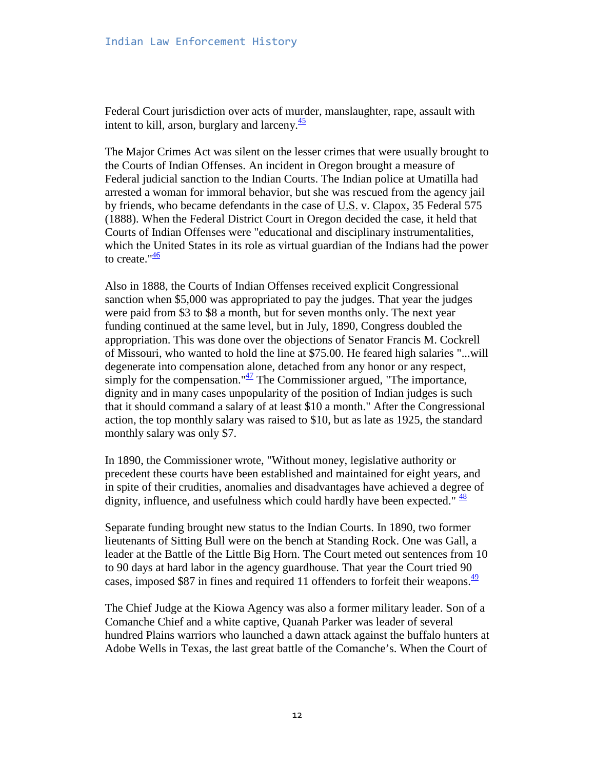Federal Court jurisdiction over acts of murder, manslaughter, rape, assault with intent to kill, arson, burglary and larceny.[45]

The Major Crimes Act was silent on the lesser crimes that were usually brought to the Courts of Indian Offenses. An incident in Oregon brought a measure of Federal judicial sanction to the Indian Courts. The Indian police at Umatilla had arrested a woman for immoral behavior, but she was rescued from the agency jail by friends, who became defendants in the case of U.S. v. Clapox, 35 Federal 575 (1888). When the Federal District Court in Oregon decided the case, it held that Courts of Indian Offenses were "educational and disciplinary instrumentalities, which the United States in its role as virtual guardian of the Indians had the power to create."[46]

Also in 1888, the Courts of Indian Offenses received explicit Congressional sanction when $5,000 was appropriated to pay the judges. That year the judges were paid from $3 to $8 a month, but for seven months only. The next year funding continued at the same level, but in July, 1890, Congress doubled the appropriation. This was done over the objections of Senator Francis M. Cockrell of Missouri, who wanted to hold the line at $75.00. He feared high salaries "...will degenerate into compensation alone, detached from any honor or any respect, simply for the compensation."[47] The Commissioner argued, "The importance, dignity and in many cases unpopularity of the position of Indian judges is such that it should command a salary of at least $10 a month." After the Congressional action, the top monthly salary was raised to $10, but as late as 1925, the standard monthly salary was only $7.

In 1890, the Commissioner wrote, "Without money, legislative authority or precedent these courts have been established and maintained for eight years, and in spite of their crudities, anomalies and disadvantages have achieved a degree of dignity, influence, and usefulness which could hardly have been expected." [48]

Separate funding brought new status to the Indian Courts. In 1890, two former lieutenants of Sitting Bull were on the bench at Standing Rock. One was Gall, a leader at the Battle of the Little Big Horn. The Court meted out sentences from 10 to 90 days at hard labor in the agency guardhouse. That year the Court tried 90 cases, imposed $87 in fines and required 11 offenders to forfeit their weapons.[49]

The Chief Judge at the Kiowa Agency was also a former military leader. Son of a Comanche Chief and a white captive, Quanah Parker was leader of several hundred Plains warriors who launched a dawn attack against the buffalo hunters at Adobe Wells in Texas, the last great battle of the Comanche's. When the Court of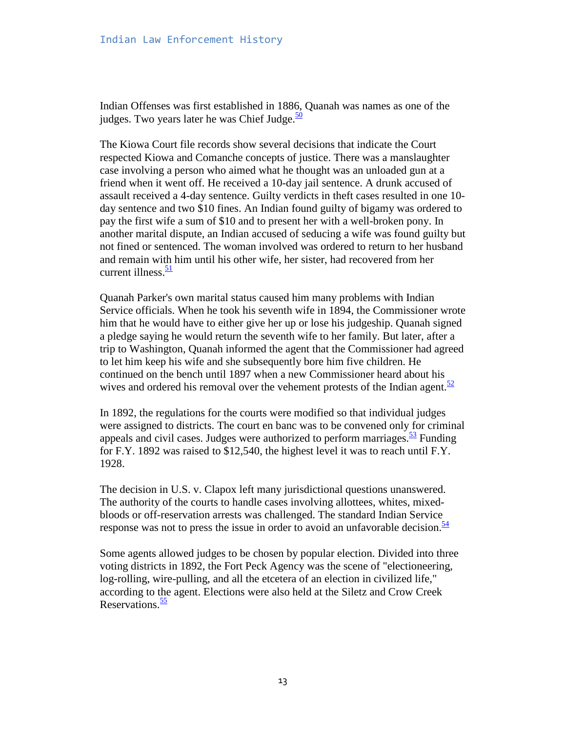Indian Offenses was first established in 1886, Quanah was names as one of the judges. Two years later he was Chief Judge.[50]

The Kiowa Court file records show several decisions that indicate the Court respected Kiowa and Comanche concepts of justice. There was a manslaughter case involving a person who aimed what he thought was an unloaded gun at a friend when it went off. He received a 10-day jail sentence. A drunk accused of assault received a 4-day sentence. Guilty verdicts in theft cases resulted in one 10-day sentence and two $10 fines. An Indian found guilty of bigamy was ordered to pay the first wife a sum of $10 and to present her with a well-broken pony. In another marital dispute, an Indian accused of seducing a wife was found guilty but not fined or sentenced. The woman involved was ordered to return to her husband and remain with him until his other wife, her sister, had recovered from her current illness.[51]

Quanah Parker's own marital status caused him many problems with Indian Service officials. When he took his seventh wife in 1894, the Commissioner wrote him that he would have to either give her up or lose his judgeship. Quanah signed a pledge saying he would return the seventh wife to her family. But later, after a trip to Washington, Quanah informed the agent that the Commissioner had agreed to let him keep his wife and she subsequently bore him five children. He continued on the bench until 1897 when a new Commissioner heard about his wives and ordered his removal over the vehement protests of the Indian agent.[52]

In 1892, the regulations for the courts were modified so that individual judges were assigned to districts. The court en banc was to be convened only for criminal appeals and civil cases. Judges were authorized to perform marriages.[53] Funding for F.Y. 1892 was raised to $12,540, the highest level it was to reach until F.Y. 1928.

The decision in U.S. v. Clapox left many jurisdictional questions unanswered. The authority of the courts to handle cases involving allottees, whites, mixed-bloods or off-reservation arrests was challenged. The standard Indian Service response was not to press the issue in order to avoid an unfavorable decision.[54]

Some agents allowed judges to be chosen by popular election. Divided into three voting districts in 1892, the Fort Peck Agency was the scene of "electioneering, log-rolling, wire-pulling, and all the etcetera of an election in civilized life," according to the agent. Elections were also held at the Siletz and Crow Creek Reservations.[55]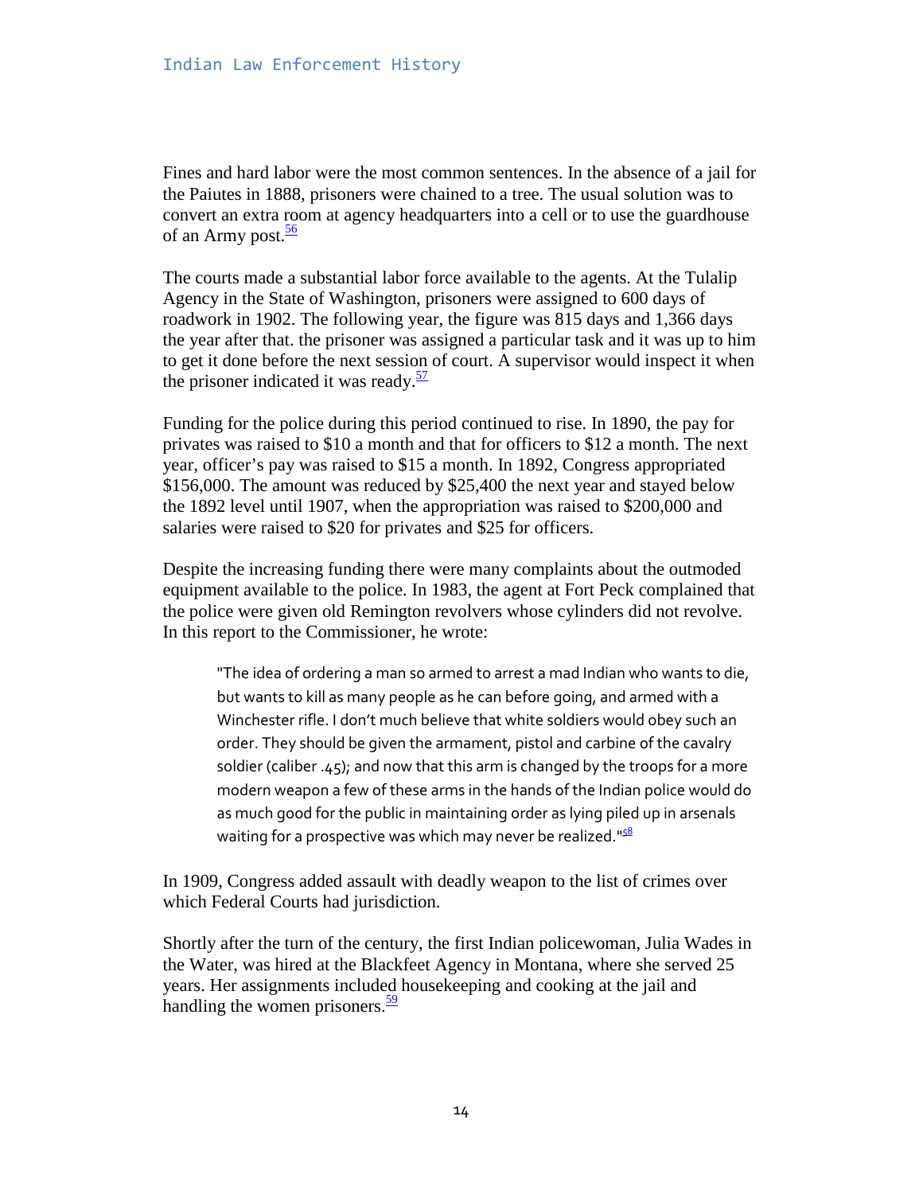Fines and hard labor were the most common sentences. In the absence of a jail for the Paiutes in 1888, prisoners were chained to a tree. The usual solution was to convert an extra room at agency headquarters into a cell or to use the guardhouse of an Army post.[56]

The courts made a substantial labor force available to the agents. At the Tulalip Agency in the State of Washington, prisoners were assigned to 600 days of roadwork in 1902. The following year, the figure was 815 days and 1,366 days the year after that. the prisoner was assigned a particular task and it was up to him to get it done before the next session of court. A supervisor would inspect it when the prisoner indicated it was ready.[57]

Funding for the police during this period continued to rise. In 1890, the pay for privates was raised to $10 a month and that for officers to $12 a month. The next year, officer's pay was raised to $15 a month. In 1892, Congress appropriated $156,000. The amount was reduced by $25,400 the next year and stayed below the 1892 level until 1907, when the appropriation was raised to $200,000 and salaries were raised to $20 for privates and $25 for officers.

Despite the increasing funding there were many complaints about the outmoded equipment available to the police. In 1983, the agent at Fort Peck complained that the police were given old Remington revolvers whose cylinders did not revolve. In this report to the Commissioner, he wrote:

> "The idea of ordering a man so armed to arrest a mad Indian who wants to die, but wants to kill as many people as he can before going, and armed with a Winchester rifle. I don't much believe that white soldiers would obey such an order. They should be given the armament, pistol and carbine of the cavalry soldier (caliber .45); and now that this arm is changed by the troops for a more modern weapon a few of these arms in the hands of the Indian police would do as much good for the public in maintaining order as lying piled up in arsenals waiting for a prospective was which may never be realized."[58]

In 1909, Congress added assault with deadly weapon to the list of crimes over which Federal Courts had jurisdiction.

Shortly after the turn of the century, the first Indian policewoman, Julia Wades in the Water, was hired at the Blackfeet Agency in Montana, where she served 25 years. Her assignments included housekeeping and cooking at the jail and handling the women prisoners.[59]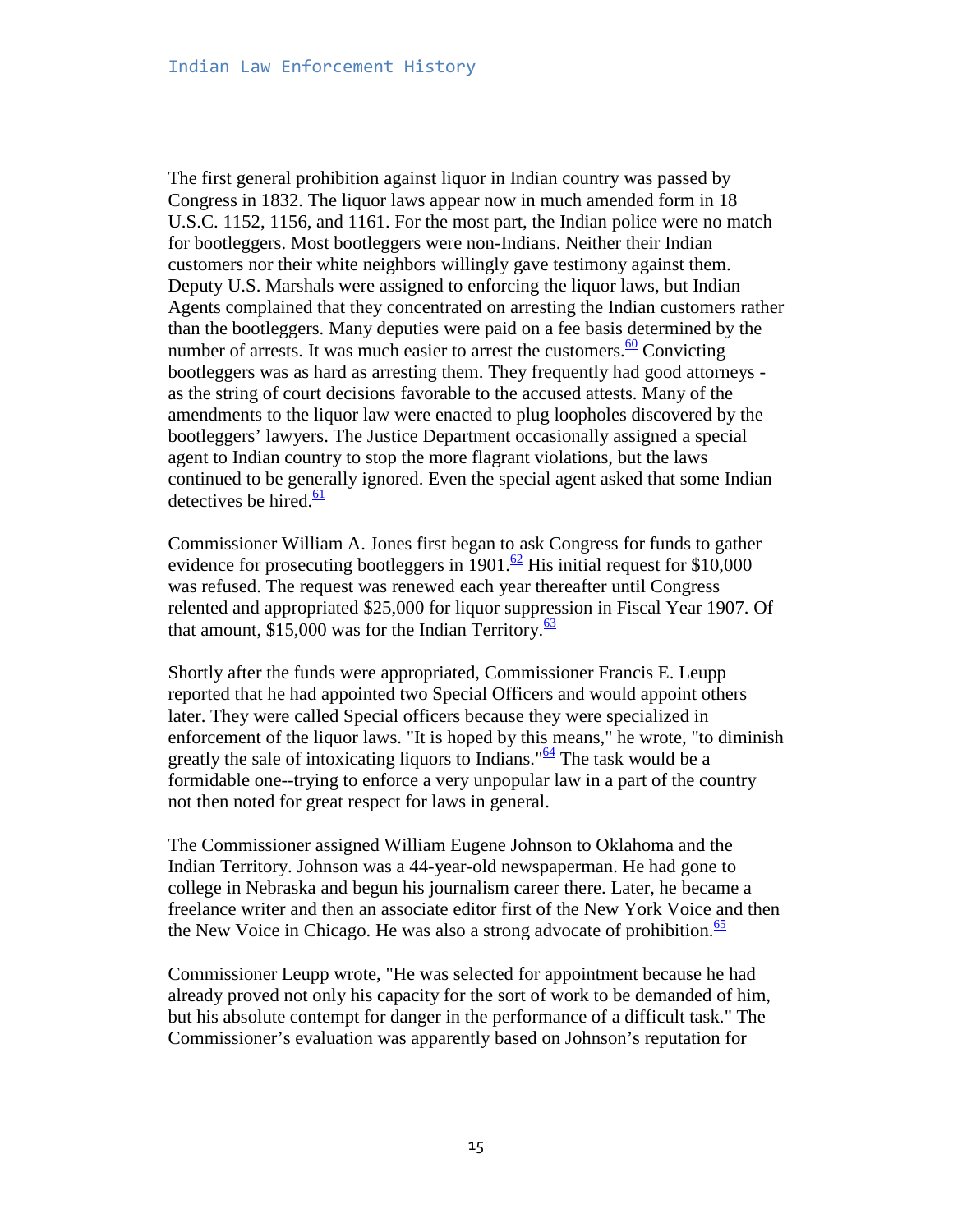The first general prohibition against liquor in Indian country was passed by Congress in 1832. The liquor laws appear now in much amended form in 18 U.S.C. 1152, 1156, and 1161. For the most part, the Indian police were no match for bootleggers. Most bootleggers were non-Indians. Neither their Indian customers nor their white neighbors willingly gave testimony against them. Deputy U.S. Marshals were assigned to enforcing the liquor laws, but Indian Agents complained that they concentrated on arresting the Indian customers rather than the bootleggers. Many deputies were paid on a fee basis determined by the number of arrests. It was much easier to arrest the customers.[60] Convicting bootleggers was as hard as arresting them. They frequently had good attorneys - as the string of court decisions favorable to the accused attests. Many of the amendments to the liquor law were enacted to plug loopholes discovered by the bootleggers' lawyers. The Justice Department occasionally assigned a special agent to Indian country to stop the more flagrant violations, but the laws continued to be generally ignored. Even the special agent asked that some Indian detectives be hired.[61]

Commissioner William A. Jones first began to ask Congress for funds to gather evidence for prosecuting bootleggers in 1901.[62] His initial request for $10,000 was refused. The request was renewed each year thereafter until Congress relented and appropriated $25,000 for liquor suppression in Fiscal Year 1907. Of that amount, $15,000 was for the Indian Territory.[63]

Shortly after the funds were appropriated, Commissioner Francis E. Leupp reported that he had appointed two Special Officers and would appoint others later. They were called Special officers because they were specialized in enforcement of the liquor laws. "It is hoped by this means," he wrote, "to diminish greatly the sale of intoxicating liquors to Indians."[64] The task would be a formidable one--trying to enforce a very unpopular law in a part of the country not then noted for great respect for laws in general.

The Commissioner assigned William Eugene Johnson to Oklahoma and the Indian Territory. Johnson was a 44-year-old newspaperman. He had gone to college in Nebraska and begun his journalism career there. Later, he became a freelance writer and then an associate editor first of the New York Voice and then the New Voice in Chicago. He was also a strong advocate of prohibition.[65]

Commissioner Leupp wrote, "He was selected for appointment because he had already proved not only his capacity for the sort of work to be demanded of him, but his absolute contempt for danger in the performance of a difficult task." The Commissioner's evaluation was apparently based on Johnson's reputation for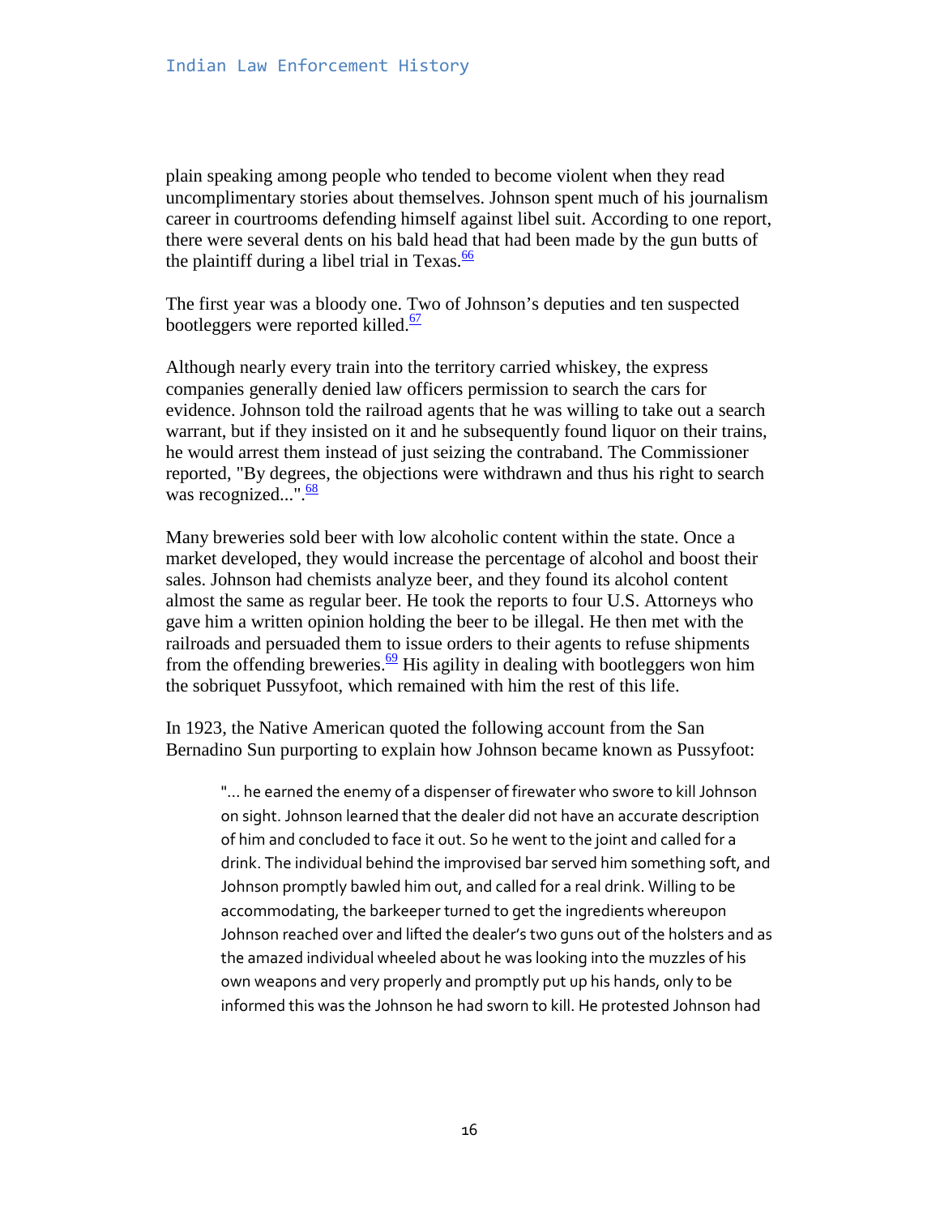plain speaking among people who tended to become violent when they read uncomplimentary stories about themselves. Johnson spent much of his journalism career in courtrooms defending himself against libel suit. According to one report, there were several dents on his bald head that had been made by the gun butts of the plaintiff during a libel trial in Texas.[66]

The first year was a bloody one. Two of Johnson's deputies and ten suspected bootleggers were reported killed.[67]

Although nearly every train into the territory carried whiskey, the express companies generally denied law officers permission to search the cars for evidence. Johnson told the railroad agents that he was willing to take out a search warrant, but if they insisted on it and he subsequently found liquor on their trains, he would arrest them instead of just seizing the contraband. The Commissioner reported, "By degrees, the objections were withdrawn and thus his right to search was recognized...".[68]

Many breweries sold beer with low alcoholic content within the state. Once a market developed, they would increase the percentage of alcohol and boost their sales. Johnson had chemists analyze beer, and they found its alcohol content almost the same as regular beer. He took the reports to four U.S. Attorneys who gave him a written opinion holding the beer to be illegal. He then met with the railroads and persuaded them to issue orders to their agents to refuse shipments from the offending breweries.[69] His agility in dealing with bootleggers won him the sobriquet Pussyfoot, which remained with him the rest of this life.

In 1923, the Native American quoted the following account from the San Bernadino Sun purporting to explain how Johnson became known as Pussyfoot:

> "... he earned the enemy of a dispenser of firewater who swore to kill Johnson on sight. Johnson learned that the dealer did not have an accurate description of him and concluded to face it out. So he went to the joint and called for a drink. The individual behind the improvised bar served him something soft, and Johnson promptly bawled him out, and called for a real drink. Willing to be accommodating, the barkeeper turned to get the ingredients whereupon Johnson reached over and lifted the dealer's two guns out of the holsters and as the amazed individual wheeled about he was looking into the muzzles of his own weapons and very properly and promptly put up his hands, only to be informed this was the Johnson he had sworn to kill. He protested Johnson had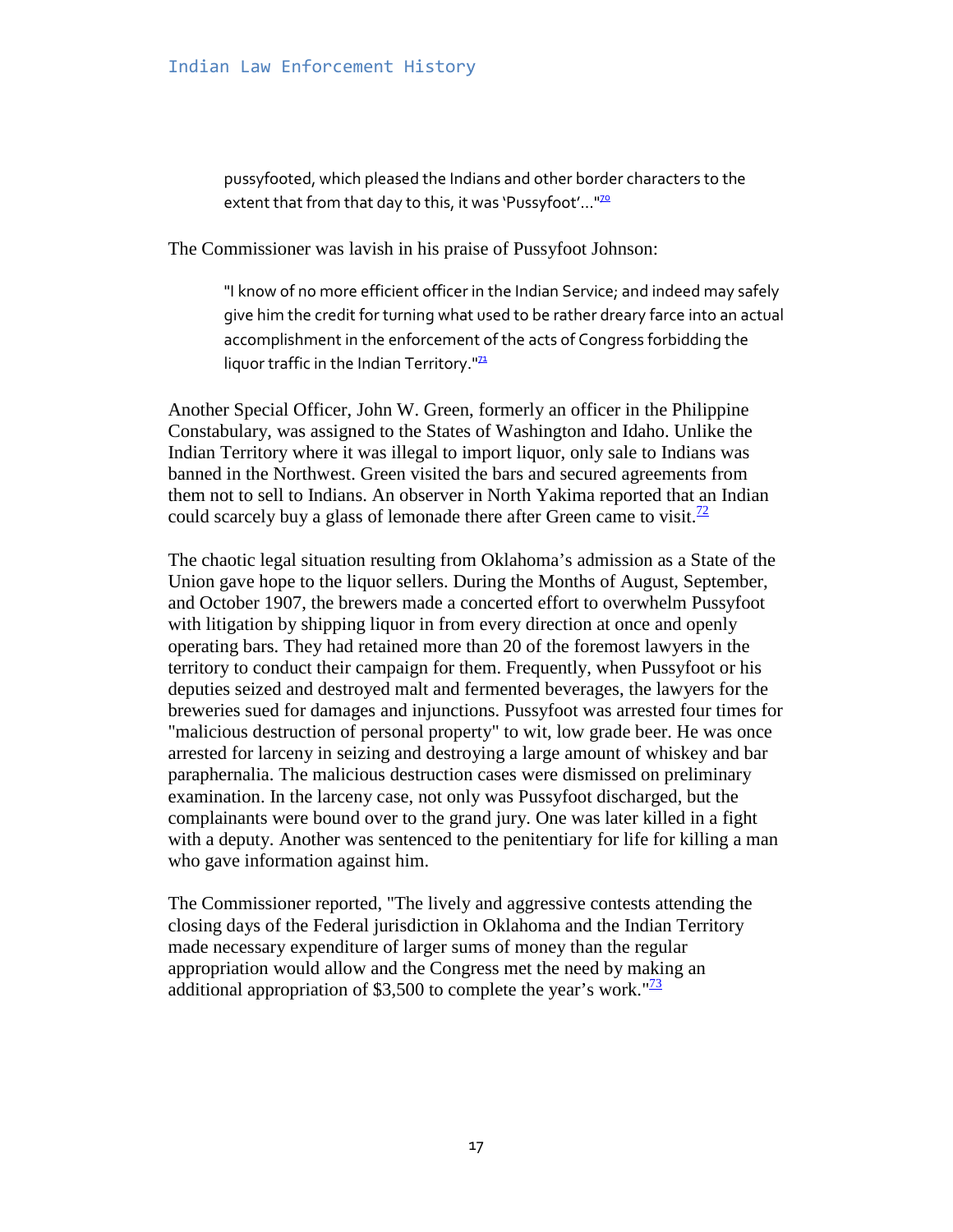> pussyfooted, which pleased the Indians and other border characters to the extent that from that day to this, it was 'Pussyfoot'..."[70]

The Commissioner was lavish in his praise of Pussyfoot Johnson:

> "I know of no more efficient officer in the Indian Service; and indeed may safely give him the credit for turning what used to be rather dreary farce into an actual accomplishment in the enforcement of the acts of Congress forbidding the liquor traffic in the Indian Territory."[71]

Another Special Officer, John W. Green, formerly an officer in the Philippine Constabulary, was assigned to the States of Washington and Idaho. Unlike the Indian Territory where it was illegal to import liquor, only sale to Indians was banned in the Northwest. Green visited the bars and secured agreements from them not to sell to Indians. An observer in North Yakima reported that an Indian could scarcely buy a glass of lemonade there after Green came to visit.[72]

The chaotic legal situation resulting from Oklahoma's admission as a State of the Union gave hope to the liquor sellers. During the Months of August, September, and October 1907, the brewers made a concerted effort to overwhelm Pussyfoot with litigation by shipping liquor in from every direction at once and openly operating bars. They had retained more than 20 of the foremost lawyers in the territory to conduct their campaign for them. Frequently, when Pussyfoot or his deputies seized and destroyed malt and fermented beverages, the lawyers for the breweries sued for damages and injunctions. Pussyfoot was arrested four times for "malicious destruction of personal property" to wit, low grade beer. He was once arrested for larceny in seizing and destroying a large amount of whiskey and bar paraphernalia. The malicious destruction cases were dismissed on preliminary examination. In the larceny case, not only was Pussyfoot discharged, but the complainants were bound over to the grand jury. One was later killed in a fight with a deputy. Another was sentenced to the penitentiary for life for killing a man who gave information against him.

The Commissioner reported, "The lively and aggressive contests attending the closing days of the Federal jurisdiction in Oklahoma and the Indian Territory made necessary expenditure of larger sums of money than the regular appropriation would allow and the Congress met the need by making an additional appropriation of $3,500 to complete the year's work."[73]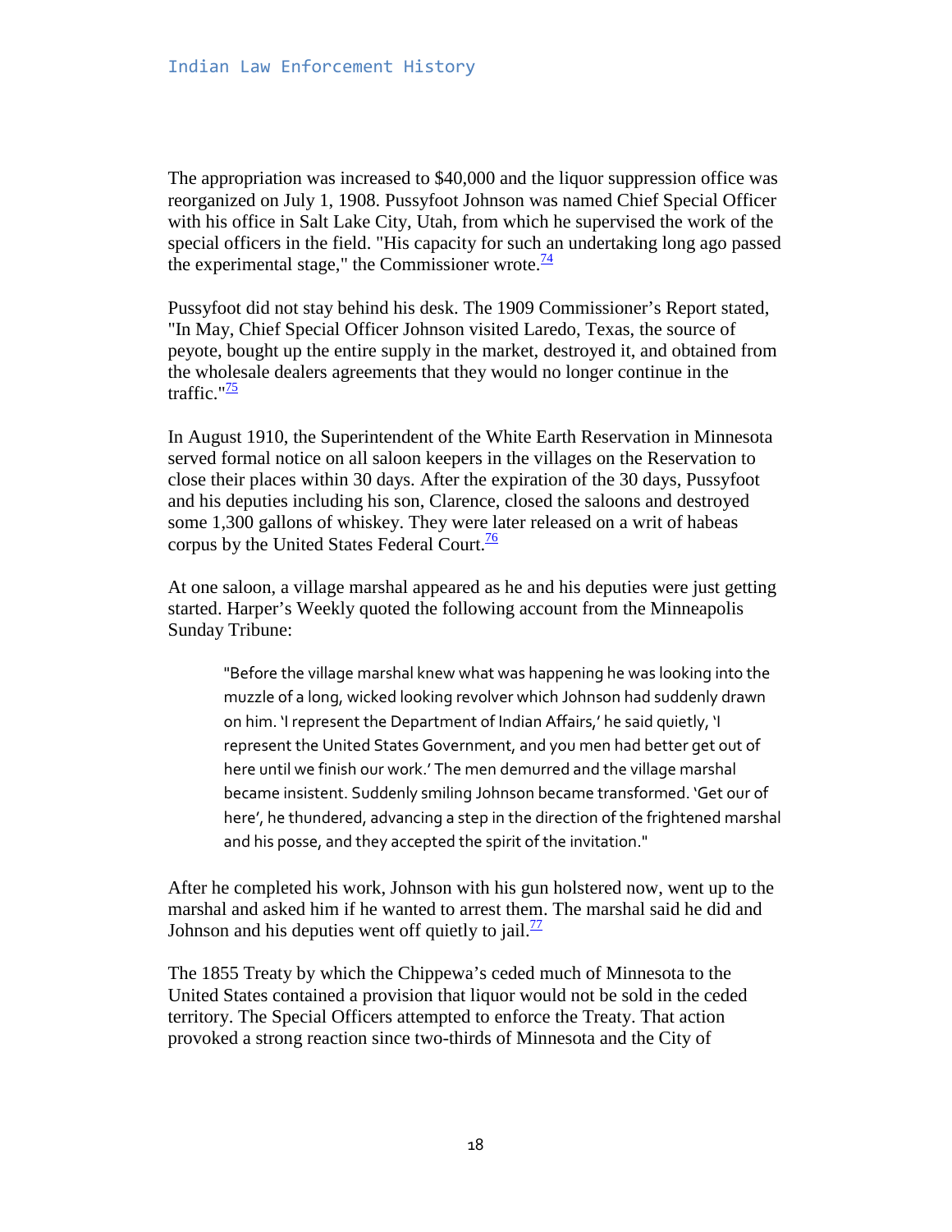The appropriation was increased to $40,000 and the liquor suppression office was reorganized on July 1, 1908. Pussyfoot Johnson was named Chief Special Officer with his office in Salt Lake City, Utah, from which he supervised the work of the special officers in the field. "His capacity for such an undertaking long ago passed the experimental stage," the Commissioner wrote.[74]

Pussyfoot did not stay behind his desk. The 1909 Commissioner's Report stated, "In May, Chief Special Officer Johnson visited Laredo, Texas, the source of peyote, bought up the entire supply in the market, destroyed it, and obtained from the wholesale dealers agreements that they would no longer continue in the traffic."[75]

In August 1910, the Superintendent of the White Earth Reservation in Minnesota served formal notice on all saloon keepers in the villages on the Reservation to close their places within 30 days. After the expiration of the 30 days, Pussyfoot and his deputies including his son, Clarence, closed the saloons and destroyed some 1,300 gallons of whiskey. They were later released on a writ of habeas corpus by the United States Federal Court.[76]

At one saloon, a village marshal appeared as he and his deputies were just getting started. Harper's Weekly quoted the following account from the Minneapolis Sunday Tribune:

> "Before the village marshal knew what was happening he was looking into the muzzle of a long, wicked looking revolver which Johnson had suddenly drawn on him. 'I represent the Department of Indian Affairs,' he said quietly, 'I represent the United States Government, and you men had better get out of here until we finish our work.' The men demurred and the village marshal became insistent. Suddenly smiling Johnson became transformed. 'Get our of here', he thundered, advancing a step in the direction of the frightened marshal and his posse, and they accepted the spirit of the invitation."

After he completed his work, Johnson with his gun holstered now, went up to the marshal and asked him if he wanted to arrest them. The marshal said he did and Johnson and his deputies went off quietly to jail.[77]

The 1855 Treaty by which the Chippewa's ceded much of Minnesota to the United States contained a provision that liquor would not be sold in the ceded territory. The Special Officers attempted to enforce the Treaty. That action provoked a strong reaction since two-thirds of Minnesota and the City of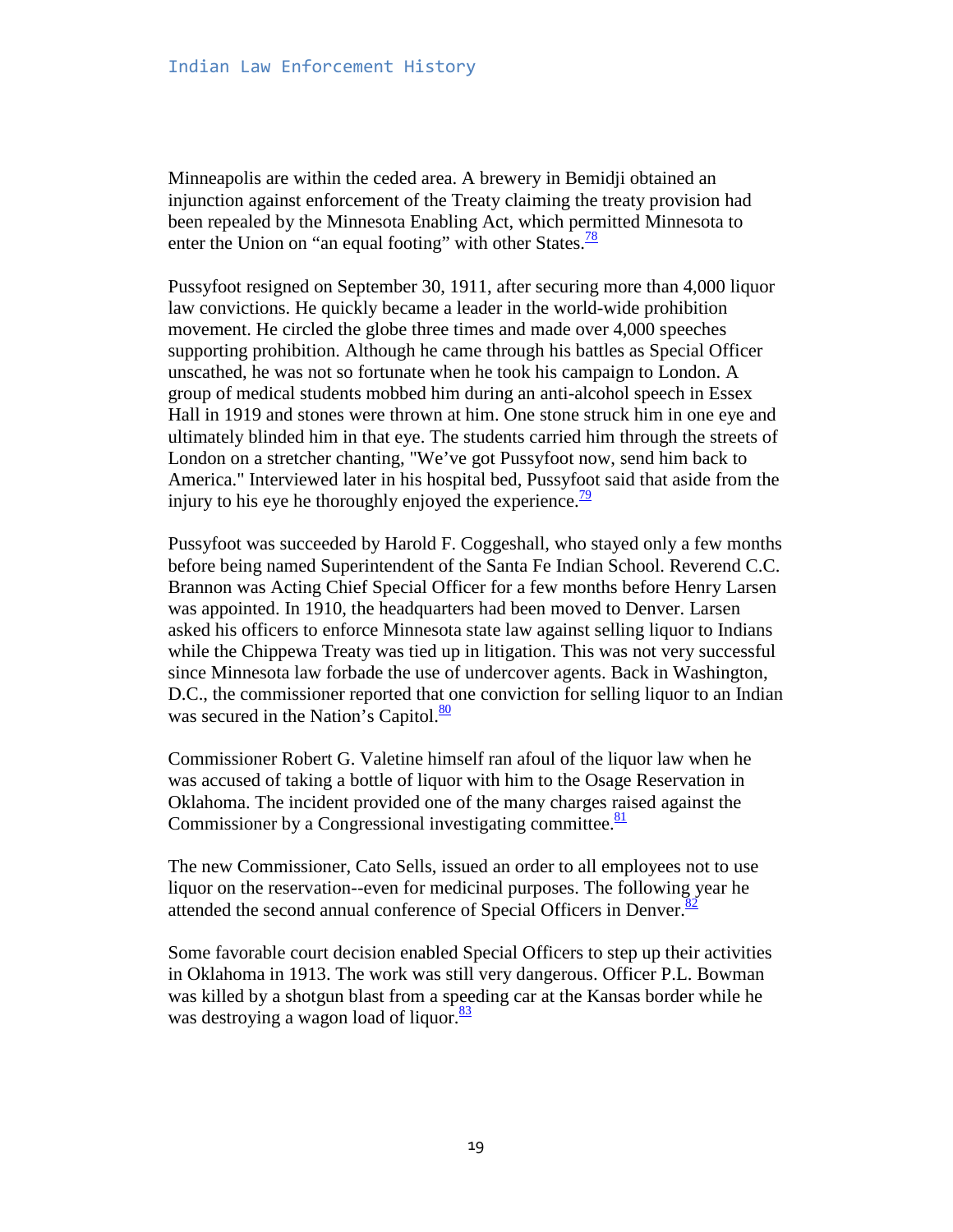Minneapolis are within the ceded area. A brewery in Bemidji obtained an injunction against enforcement of the Treaty claiming the treaty provision had been repealed by the Minnesota Enabling Act, which permitted Minnesota to enter the Union on "an equal footing" with other States.[78]

Pussyfoot resigned on September 30, 1911, after securing more than 4,000 liquor law convictions. He quickly became a leader in the world-wide prohibition movement. He circled the globe three times and made over 4,000 speeches supporting prohibition. Although he came through his battles as Special Officer unscathed, he was not so fortunate when he took his campaign to London. A group of medical students mobbed him during an anti-alcohol speech in Essex Hall in 1919 and stones were thrown at him. One stone struck him in one eye and ultimately blinded him in that eye. The students carried him through the streets of London on a stretcher chanting, "We've got Pussyfoot now, send him back to America." Interviewed later in his hospital bed, Pussyfoot said that aside from the injury to his eye he thoroughly enjoyed the experience.[79]

Pussyfoot was succeeded by Harold F. Coggeshall, who stayed only a few months before being named Superintendent of the Santa Fe Indian School. Reverend C.C. Brannon was Acting Chief Special Officer for a few months before Henry Larsen was appointed. In 1910, the headquarters had been moved to Denver. Larsen asked his officers to enforce Minnesota state law against selling liquor to Indians while the Chippewa Treaty was tied up in litigation. This was not very successful since Minnesota law forbade the use of undercover agents. Back in Washington, D.C., the commissioner reported that one conviction for selling liquor to an Indian was secured in the Nation's Capitol.[80]

Commissioner Robert G. Valetine himself ran afoul of the liquor law when he was accused of taking a bottle of liquor with him to the Osage Reservation in Oklahoma. The incident provided one of the many charges raised against the Commissioner by a Congressional investigating committee.[81]

The new Commissioner, Cato Sells, issued an order to all employees not to use liquor on the reservation--even for medicinal purposes. The following year he attended the second annual conference of Special Officers in Denver.[82]

Some favorable court decision enabled Special Officers to step up their activities in Oklahoma in 1913. The work was still very dangerous. Officer P.L. Bowman was killed by a shotgun blast from a speeding car at the Kansas border while he was destroying a wagon load of liquor.[83]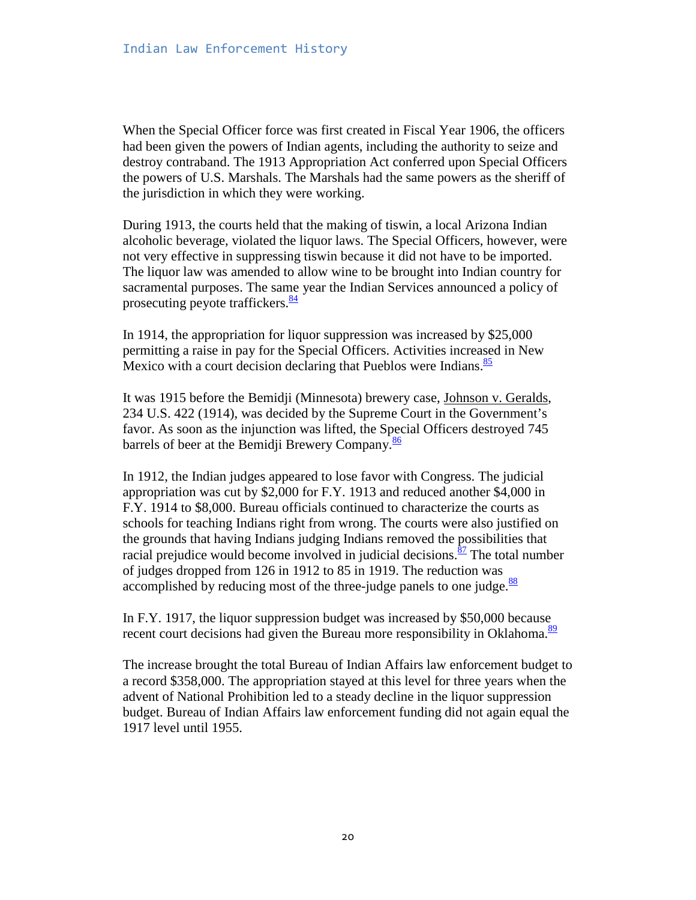When the Special Officer force was first created in Fiscal Year 1906, the officers had been given the powers of Indian agents, including the authority to seize and destroy contraband. The 1913 Appropriation Act conferred upon Special Officers the powers of U.S. Marshals. The Marshals had the same powers as the sheriff of the jurisdiction in which they were working.

During 1913, the courts held that the making of tiswin, a local Arizona Indian alcoholic beverage, violated the liquor laws. The Special Officers, however, were not very effective in suppressing tiswin because it did not have to be imported. The liquor law was amended to allow wine to be brought into Indian country for sacramental purposes. The same year the Indian Services announced a policy of prosecuting peyote traffickers.[84]

In 1914, the appropriation for liquor suppression was increased by $25,000 permitting a raise in pay for the Special Officers. Activities increased in New Mexico with a court decision declaring that Pueblos were Indians.[85]

It was 1915 before the Bemidji (Minnesota) brewery case, Johnson v. Geralds, 234 U.S. 422 (1914), was decided by the Supreme Court in the Government's favor. As soon as the injunction was lifted, the Special Officers destroyed 745 barrels of beer at the Bemidji Brewery Company.[86]

In 1912, the Indian judges appeared to lose favor with Congress. The judicial appropriation was cut by $2,000 for F.Y. 1913 and reduced another $4,000 in F.Y. 1914 to $8,000. Bureau officials continued to characterize the courts as schools for teaching Indians right from wrong. The courts were also justified on the grounds that having Indians judging Indians removed the possibilities that racial prejudice would become involved in judicial decisions.[87] The total number of judges dropped from 126 in 1912 to 85 in 1919. The reduction was accomplished by reducing most of the three-judge panels to one judge.[88]

In F.Y. 1917, the liquor suppression budget was increased by $50,000 because recent court decisions had given the Bureau more responsibility in Oklahoma.[89]

The increase brought the total Bureau of Indian Affairs law enforcement budget to a record $358,000. The appropriation stayed at this level for three years when the advent of National Prohibition led to a steady decline in the liquor suppression budget. Bureau of Indian Affairs law enforcement funding did not again equal the 1917 level until 1955.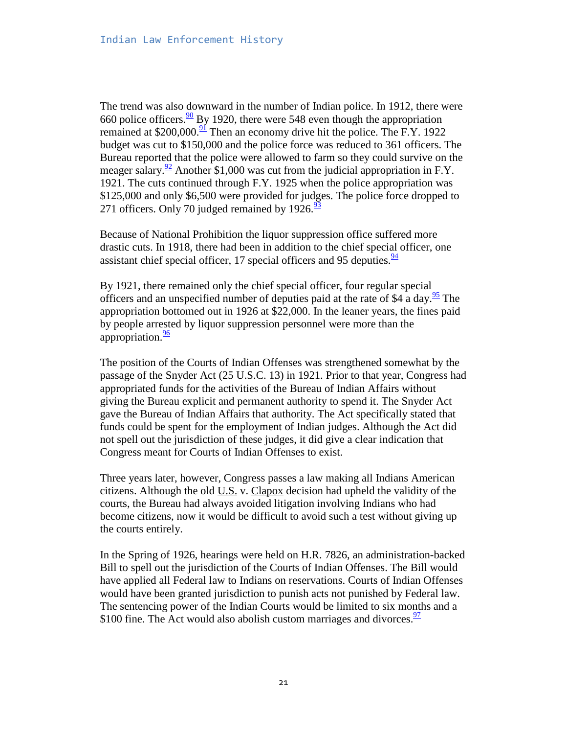The trend was also downward in the number of Indian police. In 1912, there were 660 police officers.[90] By 1920, there were 548 even though the appropriation remained at $200,000.[91] Then an economy drive hit the police. The F.Y. 1922 budget was cut to $150,000 and the police force was reduced to 361 officers. The Bureau reported that the police were allowed to farm so they could survive on the meager salary.[92] Another $1,000 was cut from the judicial appropriation in F.Y. 1921. The cuts continued through F.Y. 1925 when the police appropriation was $125,000 and only $6,500 were provided for judges. The police force dropped to 271 officers. Only 70 judged remained by 1926.[93]

Because of National Prohibition the liquor suppression office suffered more drastic cuts. In 1918, there had been in addition to the chief special officer, one assistant chief special officer, 17 special officers and 95 deputies.[94]

By 1921, there remained only the chief special officer, four regular special officers and an unspecified number of deputies paid at the rate of $4 a day.[95] The appropriation bottomed out in 1926 at $22,000. In the leaner years, the fines paid by people arrested by liquor suppression personnel were more than the appropriation.[96]

The position of the Courts of Indian Offenses was strengthened somewhat by the passage of the Snyder Act (25 U.S.C. 13) in 1921. Prior to that year, Congress had appropriated funds for the activities of the Bureau of Indian Affairs without giving the Bureau explicit and permanent authority to spend it. The Snyder Act gave the Bureau of Indian Affairs that authority. The Act specifically stated that funds could be spent for the employment of Indian judges. Although the Act did not spell out the jurisdiction of these judges, it did give a clear indication that Congress meant for Courts of Indian Offenses to exist.

Three years later, however, Congress passes a law making all Indians American citizens. Although the old U.S. v. Clapox decision had upheld the validity of the courts, the Bureau had always avoided litigation involving Indians who had become citizens, now it would be difficult to avoid such a test without giving up the courts entirely.

In the Spring of 1926, hearings were held on H.R. 7826, an administration-backed Bill to spell out the jurisdiction of the Courts of Indian Offenses. The Bill would have applied all Federal law to Indians on reservations. Courts of Indian Offenses would have been granted jurisdiction to punish acts not punished by Federal law. The sentencing power of the Indian Courts would be limited to six months and a $100 fine. The Act would also abolish custom marriages and divorces.[97]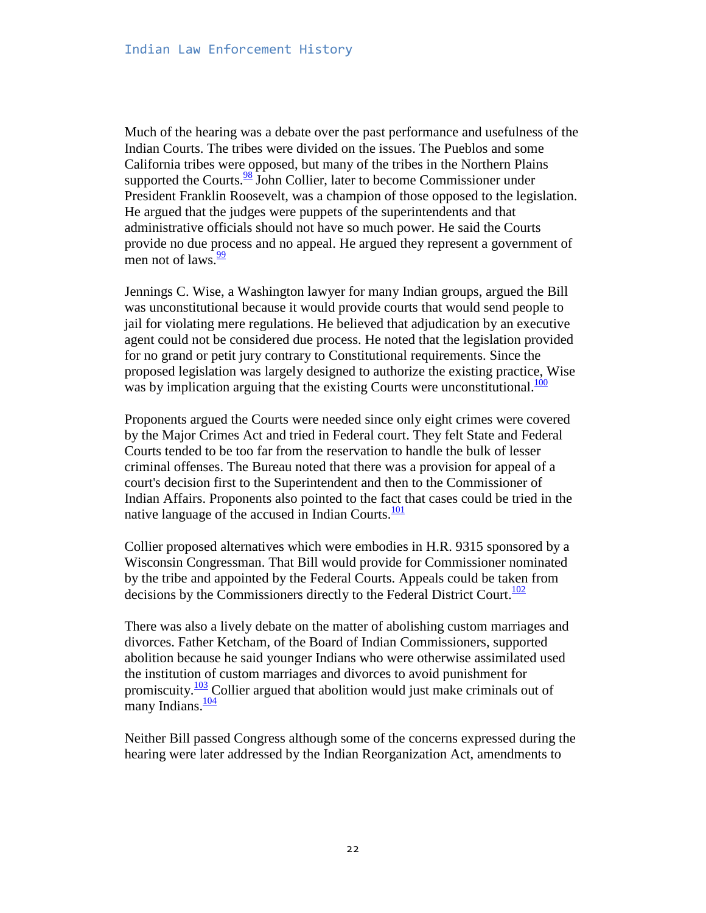Much of the hearing was a debate over the past performance and usefulness of the Indian Courts. The tribes were divided on the issues. The Pueblos and some California tribes were opposed, but many of the tribes in the Northern Plains supported the Courts.[98] John Collier, later to become Commissioner under President Franklin Roosevelt, was a champion of those opposed to the legislation. He argued that the judges were puppets of the superintendents and that administrative officials should not have so much power. He said the Courts provide no due process and no appeal. He argued they represent a government of men not of laws.[99]

Jennings C. Wise, a Washington lawyer for many Indian groups, argued the Bill was unconstitutional because it would provide courts that would send people to jail for violating mere regulations. He believed that adjudication by an executive agent could not be considered due process. He noted that the legislation provided for no grand or petit jury contrary to Constitutional requirements. Since the proposed legislation was largely designed to authorize the existing practice, Wise was by implication arguing that the existing Courts were unconstitutional.[100]

Proponents argued the Courts were needed since only eight crimes were covered by the Major Crimes Act and tried in Federal court. They felt State and Federal Courts tended to be too far from the reservation to handle the bulk of lesser criminal offenses. The Bureau noted that there was a provision for appeal of a court's decision first to the Superintendent and then to the Commissioner of Indian Affairs. Proponents also pointed to the fact that cases could be tried in the native language of the accused in Indian Courts.[101]

Collier proposed alternatives which were embodies in H.R. 9315 sponsored by a Wisconsin Congressman. That Bill would provide for Commissioner nominated by the tribe and appointed by the Federal Courts. Appeals could be taken from decisions by the Commissioners directly to the Federal District Court.[102]

There was also a lively debate on the matter of abolishing custom marriages and divorces. Father Ketcham, of the Board of Indian Commissioners, supported abolition because he said younger Indians who were otherwise assimilated used the institution of custom marriages and divorces to avoid punishment for promiscuity.[103] Collier argued that abolition would just make criminals out of many Indians.[104]

Neither Bill passed Congress although some of the concerns expressed during the hearing were later addressed by the Indian Reorganization Act, amendments to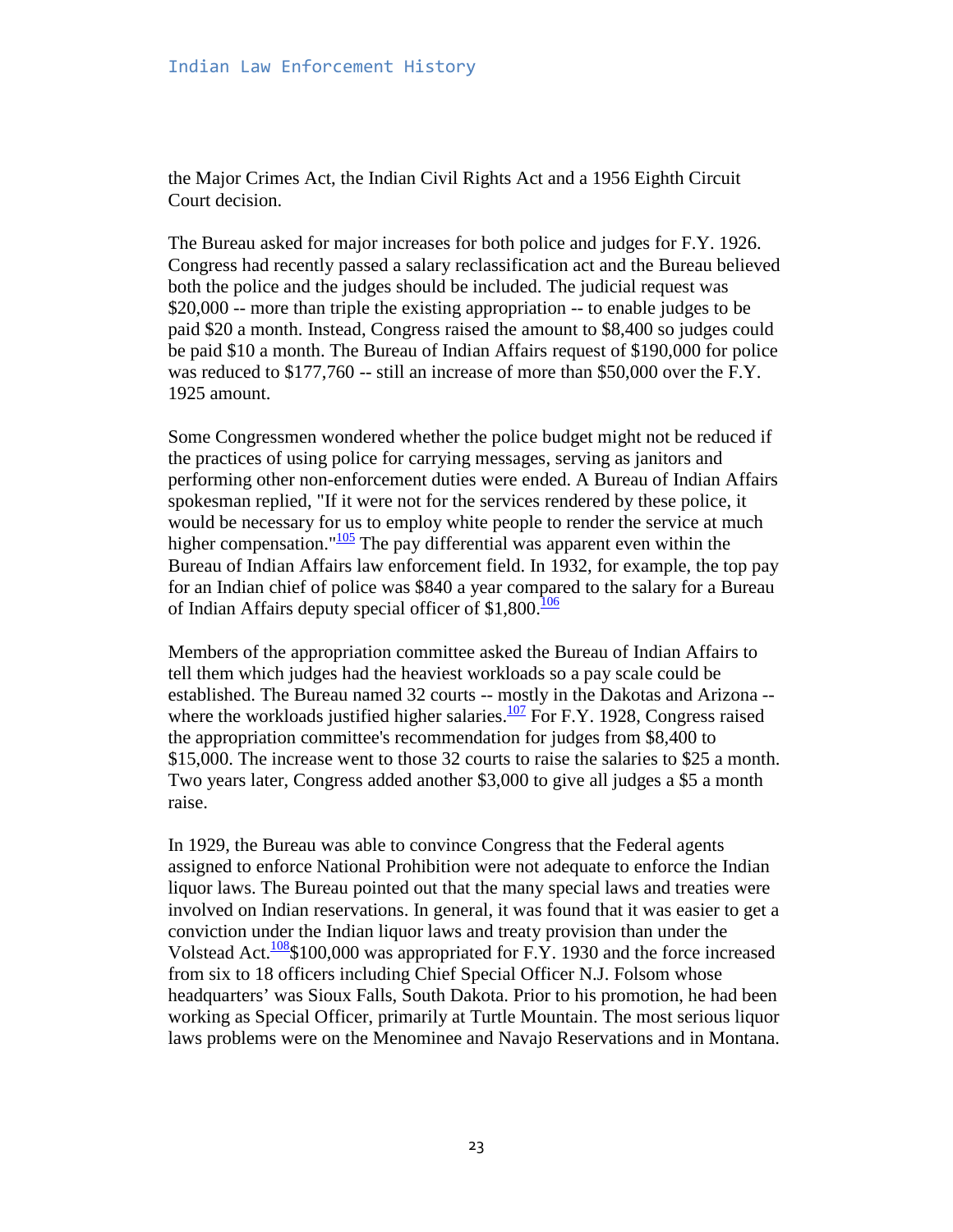the Major Crimes Act, the Indian Civil Rights Act and a 1956 Eighth Circuit Court decision.

The Bureau asked for major increases for both police and judges for F.Y. 1926. Congress had recently passed a salary reclassification act and the Bureau believed both the police and the judges should be included. The judicial request was $20,000 -- more than triple the existing appropriation -- to enable judges to be paid $20 a month. Instead, Congress raised the amount to $8,400 so judges could be paid $10 a month. The Bureau of Indian Affairs request of $190,000 for police was reduced to $177,760 -- still an increase of more than $50,000 over the F.Y. 1925 amount.

Some Congressmen wondered whether the police budget might not be reduced if the practices of using police for carrying messages, serving as janitors and performing other non-enforcement duties were ended. A Bureau of Indian Affairs spokesman replied, "If it were not for the services rendered by these police, it would be necessary for us to employ white people to render the service at much higher compensation."[105] The pay differential was apparent even within the Bureau of Indian Affairs law enforcement field. In 1932, for example, the top pay for an Indian chief of police was $840 a year compared to the salary for a Bureau of Indian Affairs deputy special officer of $1,800.[106]

Members of the appropriation committee asked the Bureau of Indian Affairs to tell them which judges had the heaviest workloads so a pay scale could be established. The Bureau named 32 courts -- mostly in the Dakotas and Arizona -- where the workloads justified higher salaries.[107] For F.Y. 1928, Congress raised the appropriation committee's recommendation for judges from $8,400 to $15,000. The increase went to those 32 courts to raise the salaries to $25 a month. Two years later, Congress added another $3,000 to give all judges a $5 a month raise.

In 1929, the Bureau was able to convince Congress that the Federal agents assigned to enforce National Prohibition were not adequate to enforce the Indian liquor laws. The Bureau pointed out that the many special laws and treaties were involved on Indian reservations. In general, it was found that it was easier to get a conviction under the Indian liquor laws and treaty provision than under the Volstead Act.[108] $100,000 was appropriated for F.Y. 1930 and the force increased from six to 18 officers including Chief Special Officer N.J. Folsom whose headquarters' was Sioux Falls, South Dakota. Prior to his promotion, he had been working as Special Officer, primarily at Turtle Mountain. The most serious liquor laws problems were on the Menominee and Navajo Reservations and in Montana.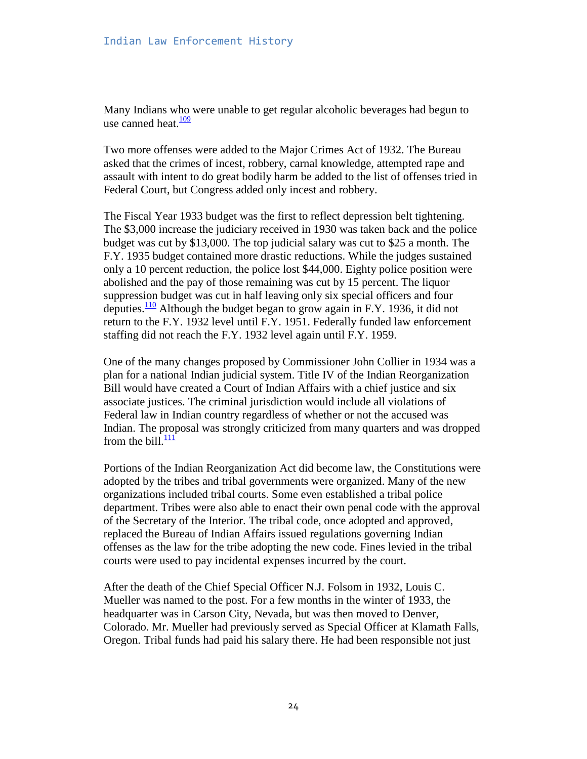Many Indians who were unable to get regular alcoholic beverages had begun to use canned heat.[109]

Two more offenses were added to the Major Crimes Act of 1932. The Bureau asked that the crimes of incest, robbery, carnal knowledge, attempted rape and assault with intent to do great bodily harm be added to the list of offenses tried in Federal Court, but Congress added only incest and robbery.

The Fiscal Year 1933 budget was the first to reflect depression belt tightening. The $3,000 increase the judiciary received in 1930 was taken back and the police budget was cut by $13,000. The top judicial salary was cut to $25 a month. The F.Y. 1935 budget contained more drastic reductions. While the judges sustained only a 10 percent reduction, the police lost $44,000. Eighty police position were abolished and the pay of those remaining was cut by 15 percent. The liquor suppression budget was cut in half leaving only six special officers and four deputies.[110] Although the budget began to grow again in F.Y. 1936, it did not return to the F.Y. 1932 level until F.Y. 1951. Federally funded law enforcement staffing did not reach the F.Y. 1932 level again until F.Y. 1959.

One of the many changes proposed by Commissioner John Collier in 1934 was a plan for a national Indian judicial system. Title IV of the Indian Reorganization Bill would have created a Court of Indian Affairs with a chief justice and six associate justices. The criminal jurisdiction would include all violations of Federal law in Indian country regardless of whether or not the accused was Indian. The proposal was strongly criticized from many quarters and was dropped from the bill.[111]

Portions of the Indian Reorganization Act did become law, the Constitutions were adopted by the tribes and tribal governments were organized. Many of the new organizations included tribal courts. Some even established a tribal police department. Tribes were also able to enact their own penal code with the approval of the Secretary of the Interior. The tribal code, once adopted and approved, replaced the Bureau of Indian Affairs issued regulations governing Indian offenses as the law for the tribe adopting the new code. Fines levied in the tribal courts were used to pay incidental expenses incurred by the court.

After the death of the Chief Special Officer N.J. Folsom in 1932, Louis C. Mueller was named to the post. For a few months in the winter of 1933, the headquarter was in Carson City, Nevada, but was then moved to Denver, Colorado. Mr. Mueller had previously served as Special Officer at Klamath Falls, Oregon. Tribal funds had paid his salary there. He had been responsible not just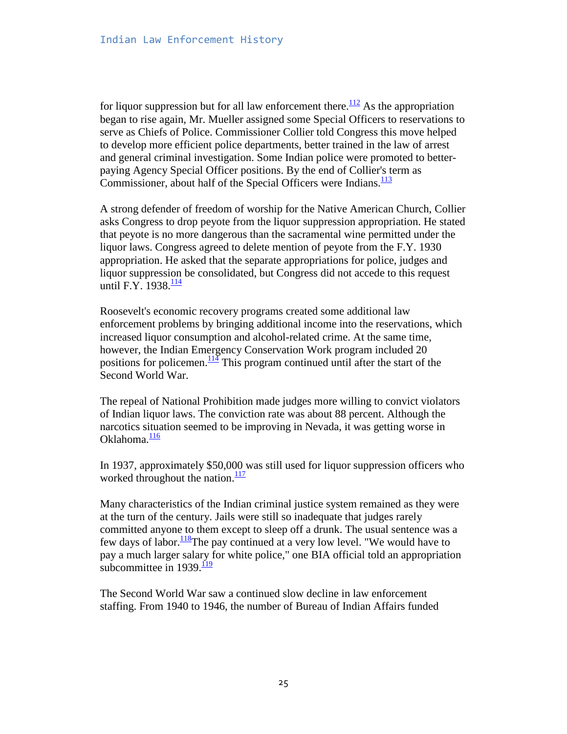for liquor suppression but for all law enforcement there.[112] As the appropriation began to rise again, Mr. Mueller assigned some Special Officers to reservations to serve as Chiefs of Police. Commissioner Collier told Congress this move helped to develop more efficient police departments, better trained in the law of arrest and general criminal investigation. Some Indian police were promoted to better-paying Agency Special Officer positions. By the end of Collier's term as Commissioner, about half of the Special Officers were Indians.[113]

A strong defender of freedom of worship for the Native American Church, Collier asks Congress to drop peyote from the liquor suppression appropriation. He stated that peyote is no more dangerous than the sacramental wine permitted under the liquor laws. Congress agreed to delete mention of peyote from the F.Y. 1930 appropriation. He asked that the separate appropriations for police, judges and liquor suppression be consolidated, but Congress did not accede to this request until F.Y. 1938.[114]

Roosevelt's economic recovery programs created some additional law enforcement problems by bringing additional income into the reservations, which increased liquor consumption and alcohol-related crime. At the same time, however, the Indian Emergency Conservation Work program included 20 positions for policemen.[114] This program continued until after the start of the Second World War.

The repeal of National Prohibition made judges more willing to convict violators of Indian liquor laws. The conviction rate was about 88 percent. Although the narcotics situation seemed to be improving in Nevada, it was getting worse in Oklahoma.[116]

In 1937, approximately $50,000 was still used for liquor suppression officers who worked throughout the nation.[117]

Many characteristics of the Indian criminal justice system remained as they were at the turn of the century. Jails were still so inadequate that judges rarely committed anyone to them except to sleep off a drunk. The usual sentence was a few days of labor.[118]The pay continued at a very low level. "We would have to pay a much larger salary for white police," one BIA official told an appropriation subcommittee in 1939.[119]

The Second World War saw a continued slow decline in law enforcement staffing. From 1940 to 1946, the number of Bureau of Indian Affairs funded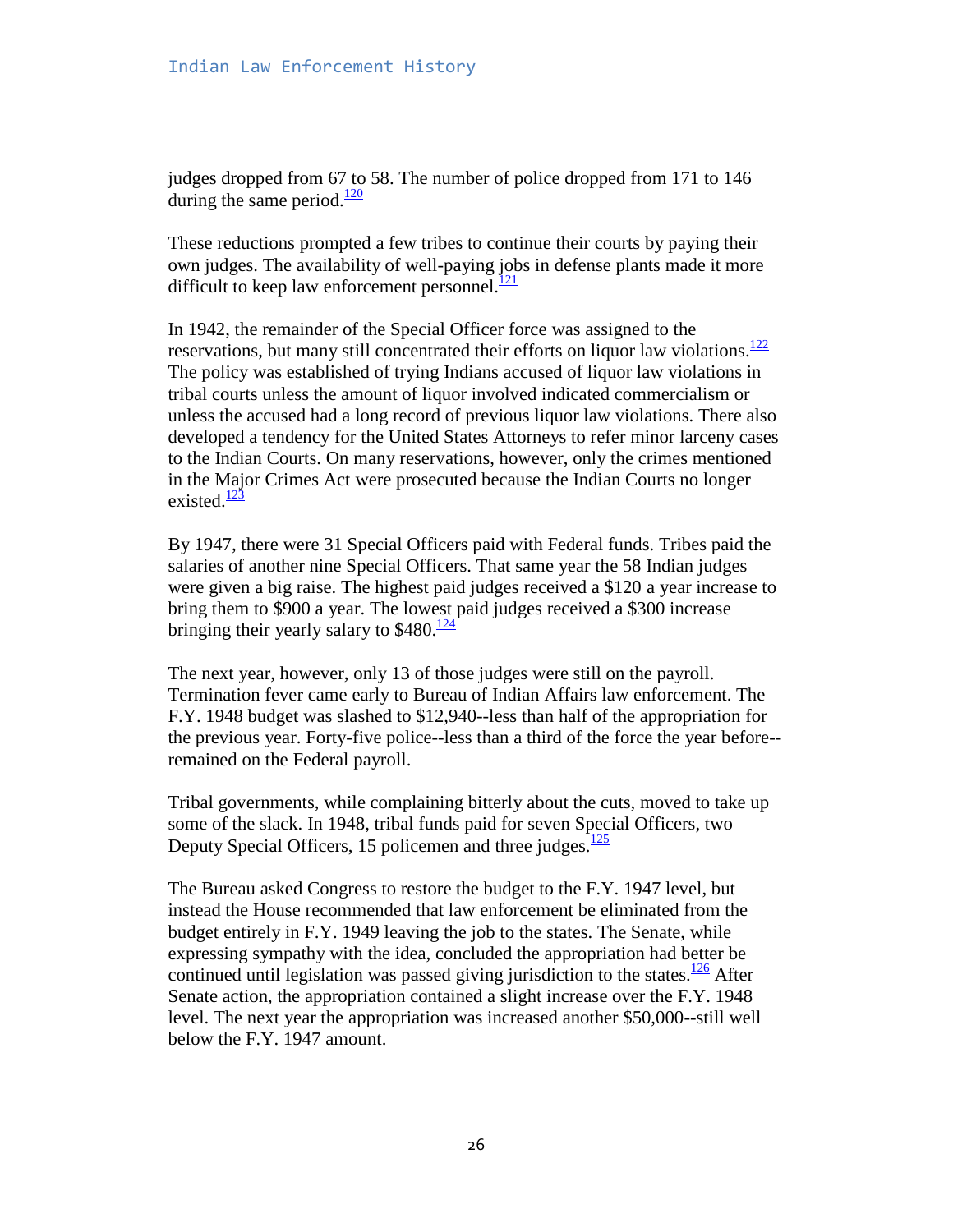judges dropped from 67 to 58. The number of police dropped from 171 to 146 during the same period.[120]

These reductions prompted a few tribes to continue their courts by paying their own judges. The availability of well-paying jobs in defense plants made it more difficult to keep law enforcement personnel.[121]

In 1942, the remainder of the Special Officer force was assigned to the reservations, but many still concentrated their efforts on liquor law violations.[122] The policy was established of trying Indians accused of liquor law violations in tribal courts unless the amount of liquor involved indicated commercialism or unless the accused had a long record of previous liquor law violations. There also developed a tendency for the United States Attorneys to refer minor larceny cases to the Indian Courts. On many reservations, however, only the crimes mentioned in the Major Crimes Act were prosecuted because the Indian Courts no longer existed.[123]

By 1947, there were 31 Special Officers paid with Federal funds. Tribes paid the salaries of another nine Special Officers. That same year the 58 Indian judges were given a big raise. The highest paid judges received a $120 a year increase to bring them to $900 a year. The lowest paid judges received a $300 increase bringing their yearly salary to $480.[124]

The next year, however, only 13 of those judges were still on the payroll. Termination fever came early to Bureau of Indian Affairs law enforcement. The F.Y. 1948 budget was slashed to $12,940--less than half of the appropriation for the previous year. Forty-five police--less than a third of the force the year before--remained on the Federal payroll.

Tribal governments, while complaining bitterly about the cuts, moved to take up some of the slack. In 1948, tribal funds paid for seven Special Officers, two Deputy Special Officers, 15 policemen and three judges.[125]

The Bureau asked Congress to restore the budget to the F.Y. 1947 level, but instead the House recommended that law enforcement be eliminated from the budget entirely in F.Y. 1949 leaving the job to the states. The Senate, while expressing sympathy with the idea, concluded the appropriation had better be continued until legislation was passed giving jurisdiction to the states.[126] After Senate action, the appropriation contained a slight increase over the F.Y. 1948 level. The next year the appropriation was increased another $50,000--still well below the F.Y. 1947 amount.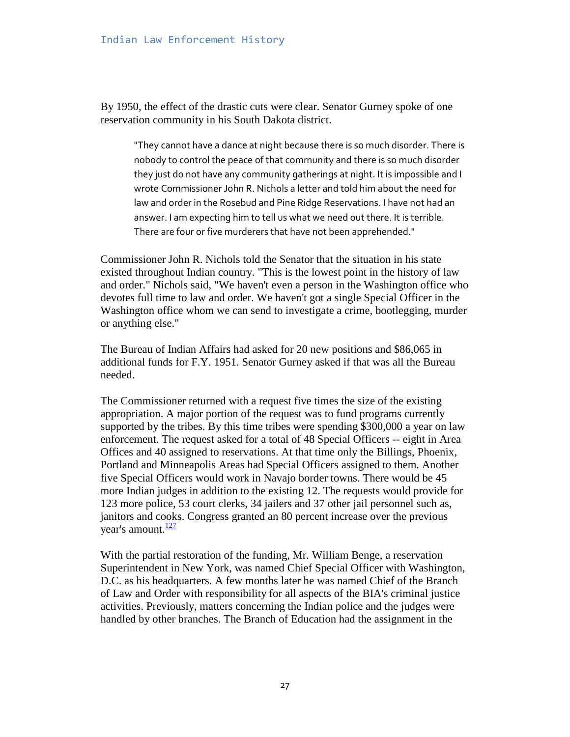By 1950, the effect of the drastic cuts were clear. Senator Gurney spoke of one reservation community in his South Dakota district.

> "They cannot have a dance at night because there is so much disorder. There is nobody to control the peace of that community and there is so much disorder they just do not have any community gatherings at night. It is impossible and I wrote Commissioner John R. Nichols a letter and told him about the need for law and order in the Rosebud and Pine Ridge Reservations. I have not had an answer. I am expecting him to tell us what we need out there. It is terrible. There are four or five murderers that have not been apprehended."

Commissioner John R. Nichols told the Senator that the situation in his state existed throughout Indian country. "This is the lowest point in the history of law and order." Nichols said, "We haven't even a person in the Washington office who devotes full time to law and order. We haven't got a single Special Officer in the Washington office whom we can send to investigate a crime, bootlegging, murder or anything else."

The Bureau of Indian Affairs had asked for 20 new positions and $86,065 in additional funds for F.Y. 1951. Senator Gurney asked if that was all the Bureau needed.

The Commissioner returned with a request five times the size of the existing appropriation. A major portion of the request was to fund programs currently supported by the tribes. By this time tribes were spending $300,000 a year on law enforcement. The request asked for a total of 48 Special Officers -- eight in Area Offices and 40 assigned to reservations. At that time only the Billings, Phoenix, Portland and Minneapolis Areas had Special Officers assigned to them. Another five Special Officers would work in Navajo border towns. There would be 45 more Indian judges in addition to the existing 12. The requests would provide for 123 more police, 53 court clerks, 34 jailers and 37 other jail personnel such as, janitors and cooks. Congress granted an 80 percent increase over the previous year's amount.[127]

With the partial restoration of the funding, Mr. William Benge, a reservation Superintendent in New York, was named Chief Special Officer with Washington, D.C. as his headquarters. A few months later he was named Chief of the Branch of Law and Order with responsibility for all aspects of the BIA's criminal justice activities. Previously, matters concerning the Indian police and the judges were handled by other branches. The Branch of Education had the assignment in the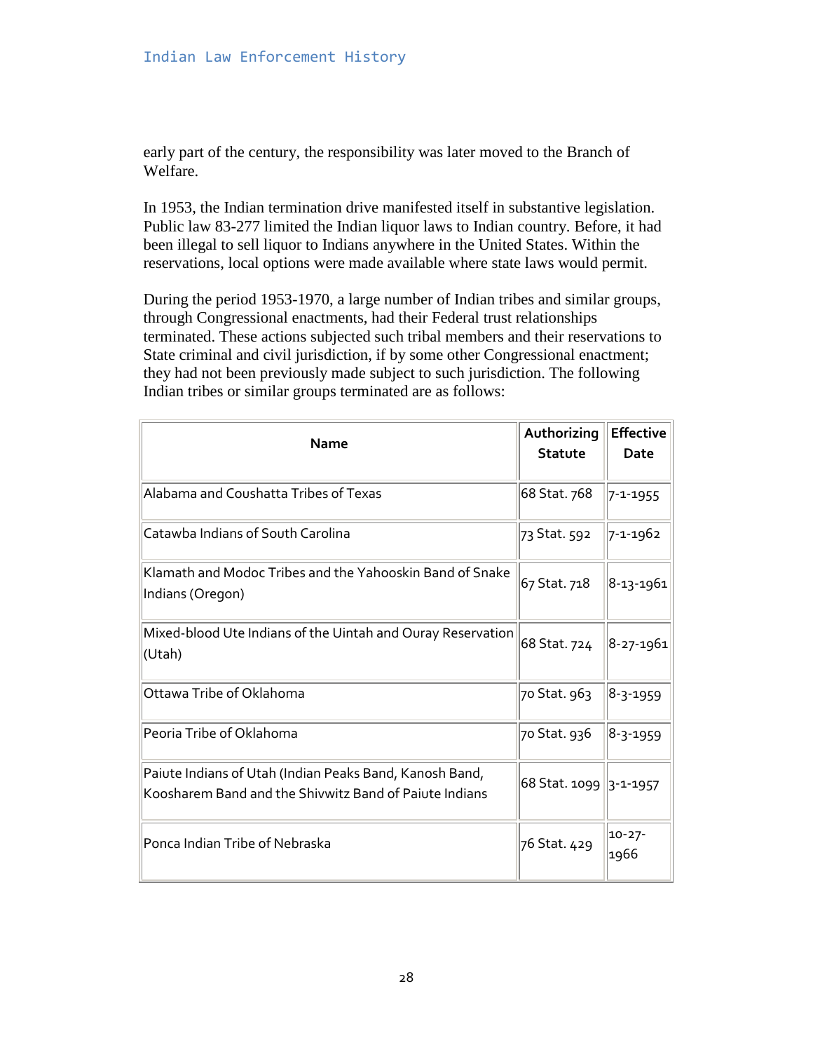early part of the century, the responsibility was later moved to the Branch of Welfare.

In 1953, the Indian termination drive manifested itself in substantive legislation. Public law 83-277 limited the Indian liquor laws to Indian country. Before, it had been illegal to sell liquor to Indians anywhere in the United States. Within the reservations, local options were made available where state laws would permit.

During the period 1953-1970, a large number of Indian tribes and similar groups, through Congressional enactments, had their Federal trust relationships terminated. These actions subjected such tribal members and their reservations to State criminal and civil jurisdiction, if by some other Congressional enactment; they had not been previously made subject to such jurisdiction. The following Indian tribes or similar groups terminated are as follows:

| Name | Authorizing Statute | Effective Date |
|---|---|---|
| Alabama and Coushatta Tribes of Texas | 68 Stat. 768 | 7-1-1955 |
| Catawba Indians of South Carolina | 73 Stat. 592 | 7-1-1962 |
| Klamath and Modoc Tribes and the Yahooskin Band of Snake Indians (Oregon) | 67 Stat. 718 | 8-13-1961 |
| Mixed-blood Ute Indians of the Uintah and Ouray Reservation (Utah) | 68 Stat. 724 | 8-27-1961 |
| Ottawa Tribe of Oklahoma | 70 Stat. 963 | 8-3-1959 |
| Peoria Tribe of Oklahoma | 70 Stat. 936 | 8-3-1959 |
| Paiute Indians of Utah (Indian Peaks Band, Kanosh Band, Koosharem Band and the Shivwitz Band of Paiute Indians | 68 Stat. 1099 | 3-1-1957 |
| Ponca Indian Tribe of Nebraska | 76 Stat. 429 | 10-27-1966 |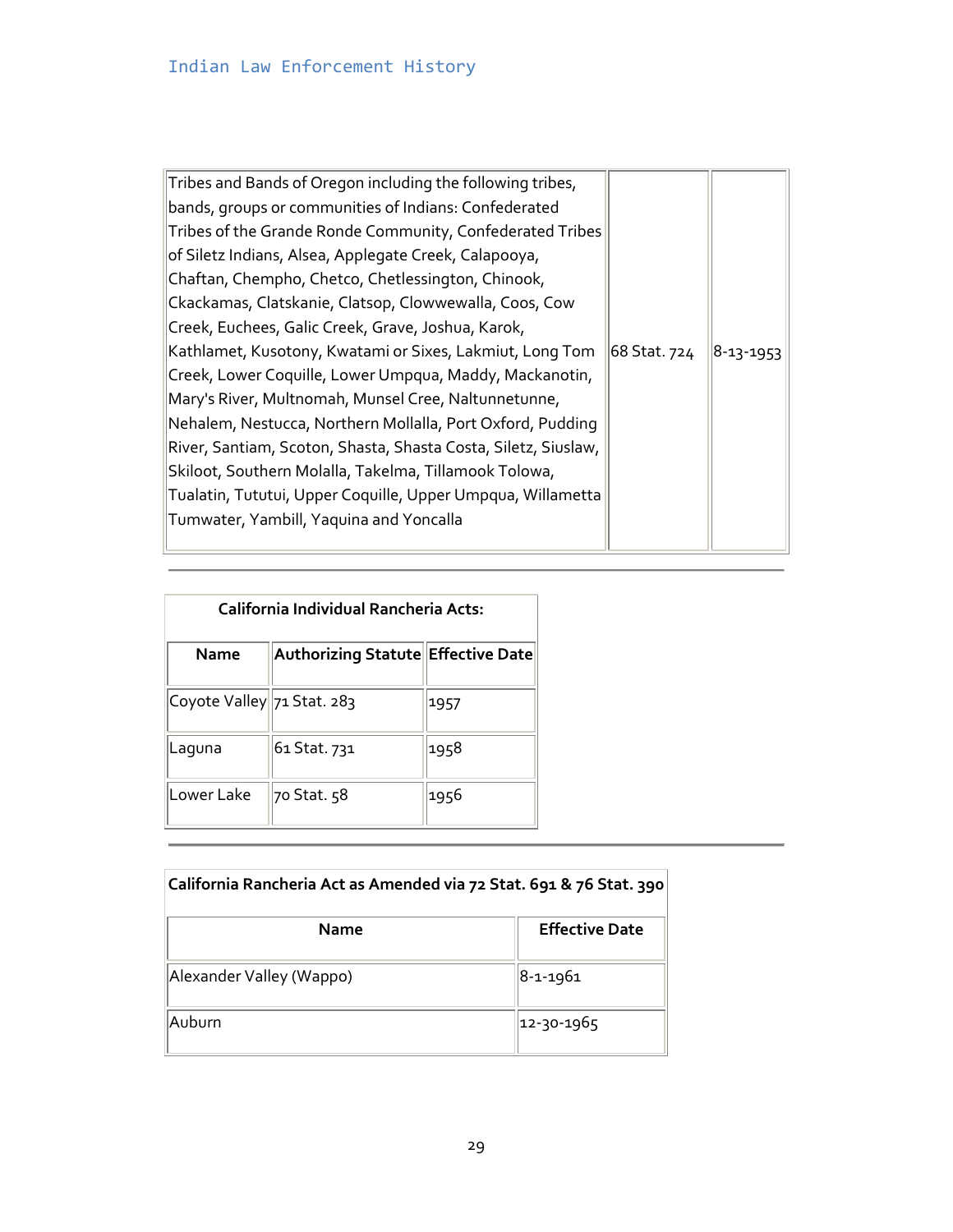| Tribes and Bands of Oregon including the following tribes, bands, groups or communities of Indians: Confederated Tribes of the Grande Ronde Community, Confederated Tribes of Siletz Indians, Alsea, Applegate Creek, Calapooya, Chaftan, Chempho, Chetco, Chetlessington, Chinook, Ckackamas, Clatskanie, Clatsop, Clowwewalla, Coos, Cow Creek, Euchees, Galic Creek, Grave, Joshua, Karok, Kathlamet, Kusotony, Kwatami or Sixes, Lakmiut, Long Tom Creek, Lower Coquille, Lower Umpqua, Maddy, Mackanotin, Mary's River, Multnomah, Munsel Cree, Naltunnetunne, Nehalem, Nestucca, Northern Mollalla, Port Oxford, Pudding River, Santiam, Scoton, Shasta, Shasta Costa, Siletz, Siuslaw, Skiloot, Southern Molalla, Takelma, Tillamook Tolowa, Tualatin, Tututui, Upper Coquille, Upper Umpqua, Willametta Tumwater, Yambill, Yaquina and Yoncalla | 68 Stat. 724 | 8-13-1953 |
|---|---|---|

**California Individual Rancheria Acts:**

| Name | Authorizing Statute | Effective Date |
|---|---|---|
| Coyote Valley | 71 Stat. 283 | 1957 |
| Laguna | 61 Stat. 731 | 1958 |
| Lower Lake | 70 Stat. 58 | 1956 |

**California Rancheria Act as Amended via 72 Stat. 691 & 76 Stat. 390**

| Name | Effective Date |
|---|---|
| Alexander Valley (Wappo) | 8-1-1961 |
| Auburn | 12-30-1965 |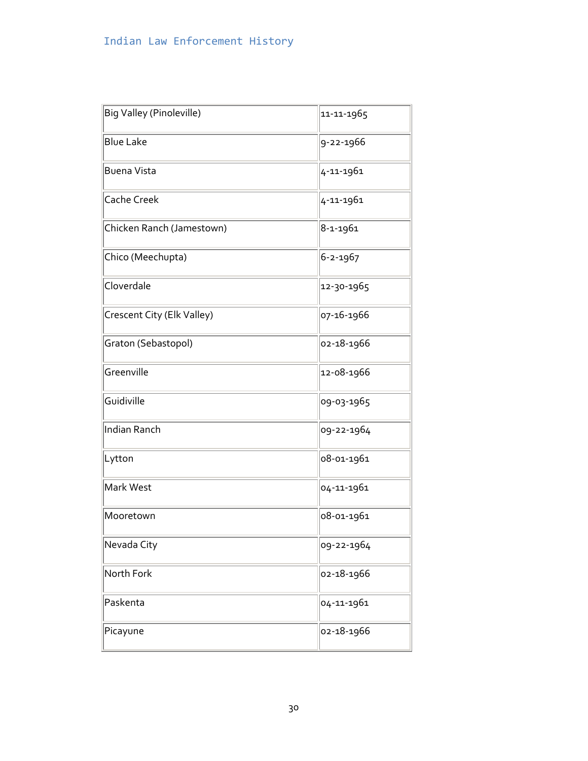| | |
|---|---|
| Big Valley (Pinoleville) | 11-11-1965 |
| Blue Lake | 9-22-1966 |
| Buena Vista | 4-11-1961 |
| Cache Creek | 4-11-1961 |
| Chicken Ranch (Jamestown) | 8-1-1961 |
| Chico (Meechupta) | 6-2-1967 |
| Cloverdale | 12-30-1965 |
| Crescent City (Elk Valley) | 07-16-1966 |
| Graton (Sebastopol) | 02-18-1966 |
| Greenville | 12-08-1966 |
| Guidiville | 09-03-1965 |
| Indian Ranch | 09-22-1964 |
| Lytton | 08-01-1961 |
| Mark West | 04-11-1961 |
| Mooretown | 08-01-1961 |
| Nevada City | 09-22-1964 |
| North Fork | 02-18-1966 |
| Paskenta | 04-11-1961 |
| Picayune | 02-18-1966 |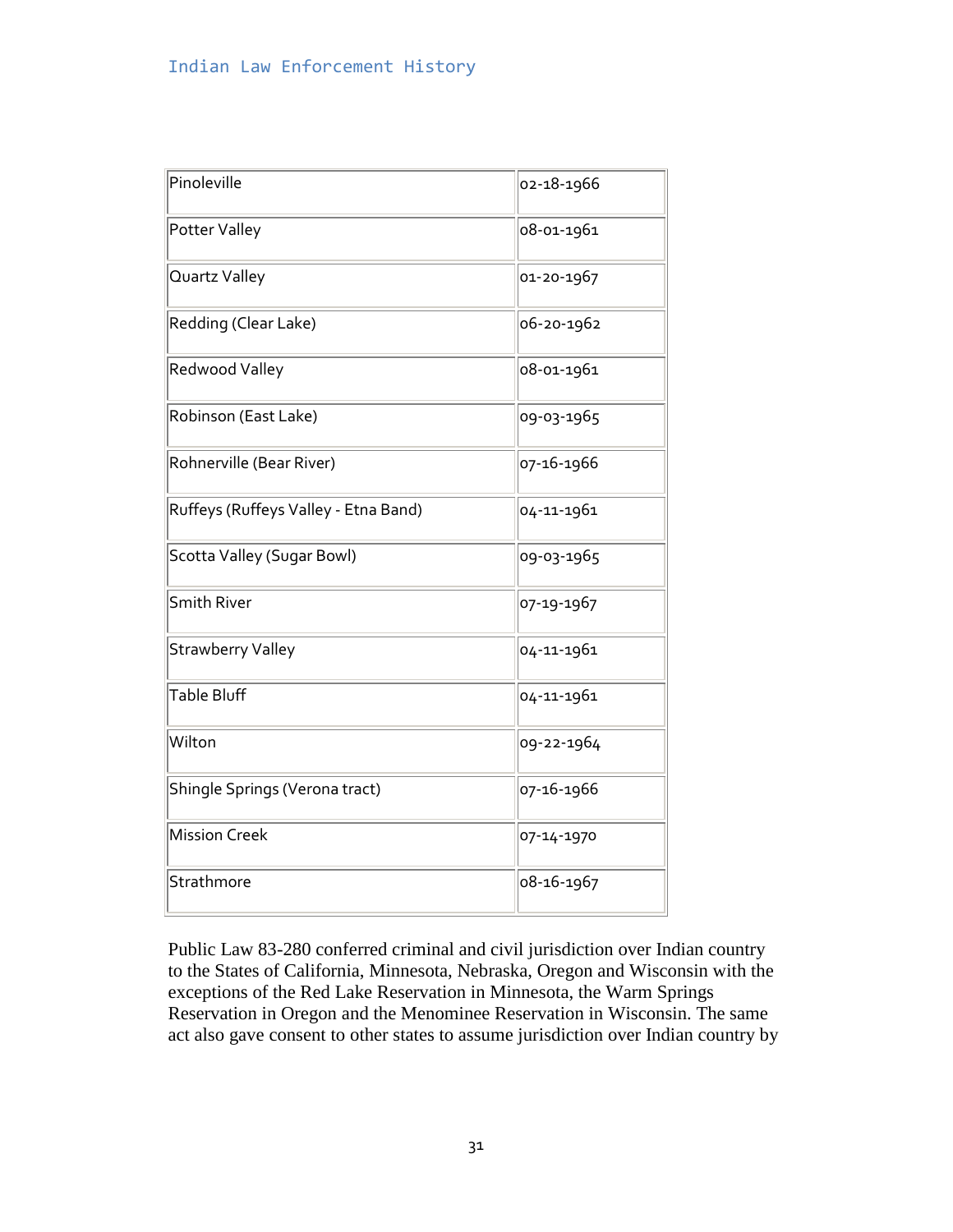| | |
|---|---|
| Pinoleville | 02-18-1966 |
| Potter Valley | 08-01-1961 |
| Quartz Valley | 01-20-1967 |
| Redding (Clear Lake) | 06-20-1962 |
| Redwood Valley | 08-01-1961 |
| Robinson (East Lake) | 09-03-1965 |
| Rohnerville (Bear River) | 07-16-1966 |
| Ruffeys (Ruffeys Valley - Etna Band) | 04-11-1961 |
| Scotta Valley (Sugar Bowl) | 09-03-1965 |
| Smith River | 07-19-1967 |
| Strawberry Valley | 04-11-1961 |
| Table Bluff | 04-11-1961 |
| Wilton | 09-22-1964 |
| Shingle Springs (Verona tract) | 07-16-1966 |
| Mission Creek | 07-14-1970 |
| Strathmore | 08-16-1967 |

Public Law 83-280 conferred criminal and civil jurisdiction over Indian country to the States of California, Minnesota, Nebraska, Oregon and Wisconsin with the exceptions of the Red Lake Reservation in Minnesota, the Warm Springs Reservation in Oregon and the Menominee Reservation in Wisconsin. The same act also gave consent to other states to assume jurisdiction over Indian country by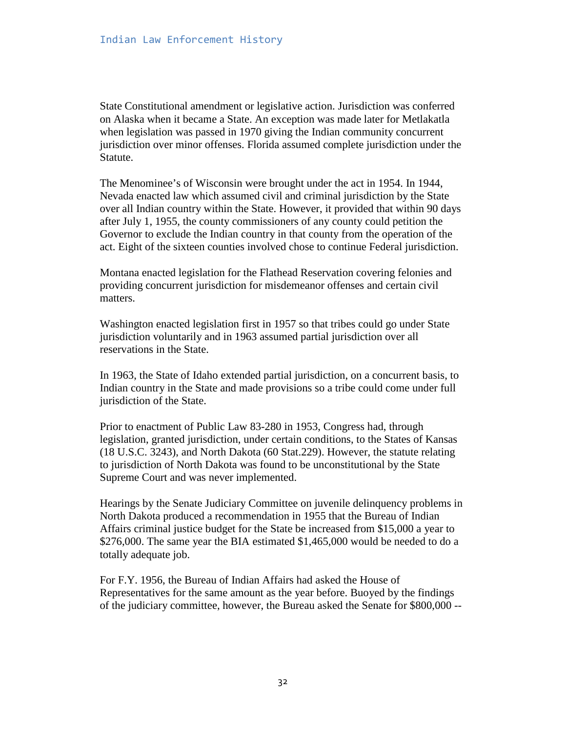State Constitutional amendment or legislative action. Jurisdiction was conferred on Alaska when it became a State. An exception was made later for Metlakatla when legislation was passed in 1970 giving the Indian community concurrent jurisdiction over minor offenses. Florida assumed complete jurisdiction under the Statute.

The Menominee's of Wisconsin were brought under the act in 1954. In 1944, Nevada enacted law which assumed civil and criminal jurisdiction by the State over all Indian country within the State. However, it provided that within 90 days after July 1, 1955, the county commissioners of any county could petition the Governor to exclude the Indian country in that county from the operation of the act. Eight of the sixteen counties involved chose to continue Federal jurisdiction.

Montana enacted legislation for the Flathead Reservation covering felonies and providing concurrent jurisdiction for misdemeanor offenses and certain civil matters.

Washington enacted legislation first in 1957 so that tribes could go under State jurisdiction voluntarily and in 1963 assumed partial jurisdiction over all reservations in the State.

In 1963, the State of Idaho extended partial jurisdiction, on a concurrent basis, to Indian country in the State and made provisions so a tribe could come under full jurisdiction of the State.

Prior to enactment of Public Law 83-280 in 1953, Congress had, through legislation, granted jurisdiction, under certain conditions, to the States of Kansas (18 U.S.C. 3243), and North Dakota (60 Stat.229). However, the statute relating to jurisdiction of North Dakota was found to be unconstitutional by the State Supreme Court and was never implemented.

Hearings by the Senate Judiciary Committee on juvenile delinquency problems in North Dakota produced a recommendation in 1955 that the Bureau of Indian Affairs criminal justice budget for the State be increased from $15,000 a year to $276,000. The same year the BIA estimated $1,465,000 would be needed to do a totally adequate job.

For F.Y. 1956, the Bureau of Indian Affairs had asked the House of Representatives for the same amount as the year before. Buoyed by the findings of the judiciary committee, however, the Bureau asked the Senate for $800,000 --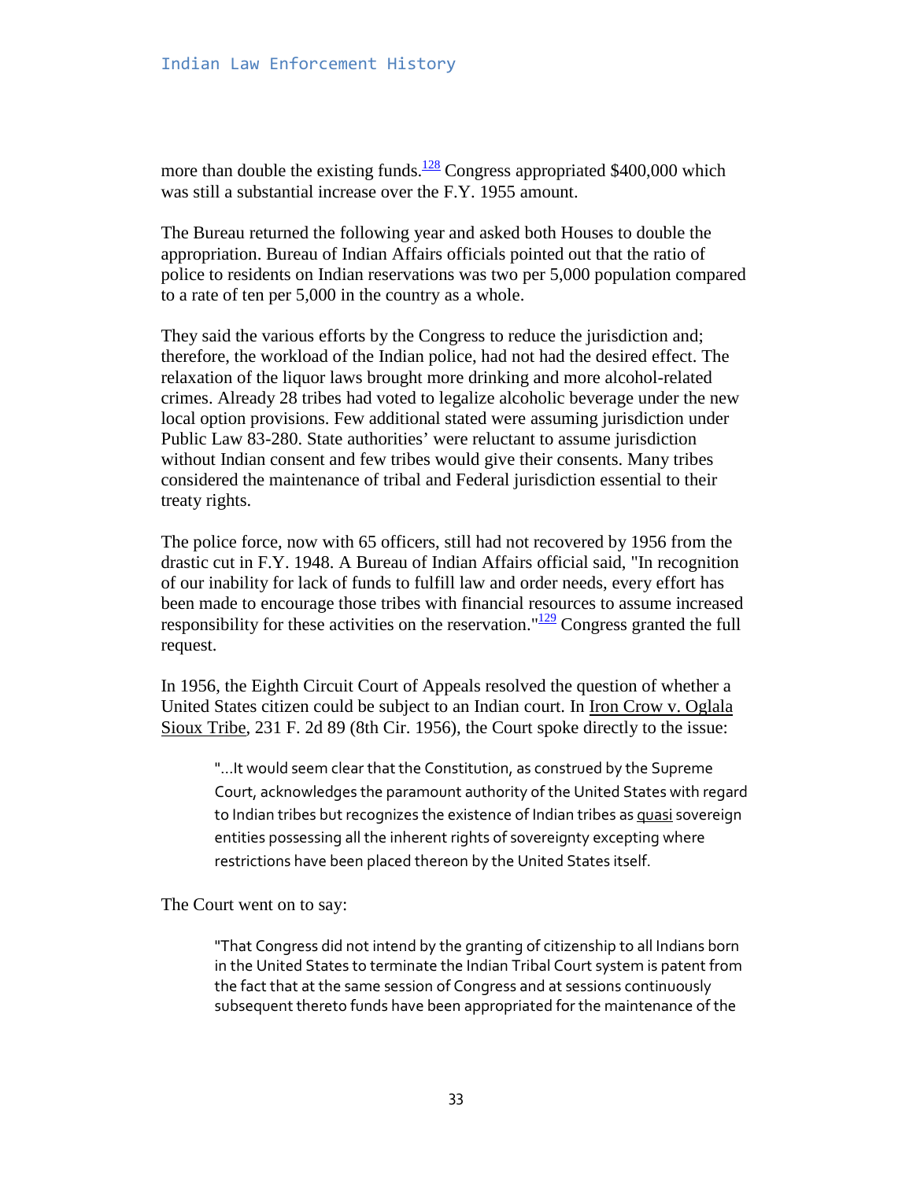more than double the existing funds.[128] Congress appropriated $400,000 which was still a substantial increase over the F.Y. 1955 amount.

The Bureau returned the following year and asked both Houses to double the appropriation. Bureau of Indian Affairs officials pointed out that the ratio of police to residents on Indian reservations was two per 5,000 population compared to a rate of ten per 5,000 in the country as a whole.

They said the various efforts by the Congress to reduce the jurisdiction and; therefore, the workload of the Indian police, had not had the desired effect. The relaxation of the liquor laws brought more drinking and more alcohol-related crimes. Already 28 tribes had voted to legalize alcoholic beverage under the new local option provisions. Few additional stated were assuming jurisdiction under Public Law 83-280. State authorities' were reluctant to assume jurisdiction without Indian consent and few tribes would give their consents. Many tribes considered the maintenance of tribal and Federal jurisdiction essential to their treaty rights.

The police force, now with 65 officers, still had not recovered by 1956 from the drastic cut in F.Y. 1948. A Bureau of Indian Affairs official said, "In recognition of our inability for lack of funds to fulfill law and order needs, every effort has been made to encourage those tribes with financial resources to assume increased responsibility for these activities on the reservation."[129] Congress granted the full request.

In 1956, the Eighth Circuit Court of Appeals resolved the question of whether a United States citizen could be subject to an Indian court. In Iron Crow v. Oglala Sioux Tribe, 231 F. 2d 89 (8th Cir. 1956), the Court spoke directly to the issue:

> "…It would seem clear that the Constitution, as construed by the Supreme Court, acknowledges the paramount authority of the United States with regard to Indian tribes but recognizes the existence of Indian tribes as quasi sovereign entities possessing all the inherent rights of sovereignty excepting where restrictions have been placed thereon by the United States itself.

The Court went on to say:

> "That Congress did not intend by the granting of citizenship to all Indians born in the United States to terminate the Indian Tribal Court system is patent from the fact that at the same session of Congress and at sessions continuously subsequent thereto funds have been appropriated for the maintenance of the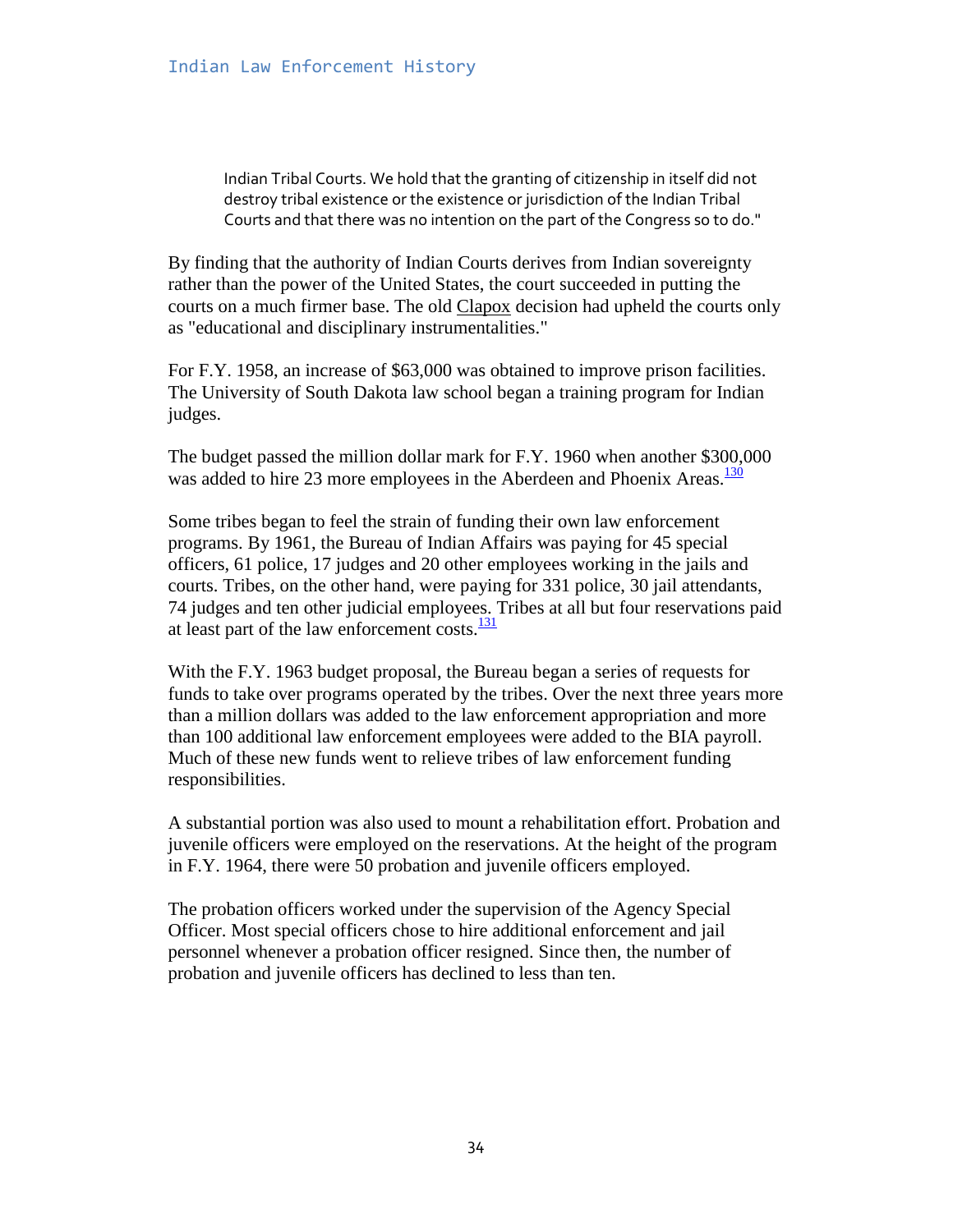> Indian Tribal Courts. We hold that the granting of citizenship in itself did not destroy tribal existence or the existence or jurisdiction of the Indian Tribal Courts and that there was no intention on the part of the Congress so to do."

By finding that the authority of Indian Courts derives from Indian sovereignty rather than the power of the United States, the court succeeded in putting the courts on a much firmer base. The old Clapox decision had upheld the courts only as "educational and disciplinary instrumentalities."

For F.Y. 1958, an increase of $63,000 was obtained to improve prison facilities. The University of South Dakota law school began a training program for Indian judges.

The budget passed the million dollar mark for F.Y. 1960 when another $300,000 was added to hire 23 more employees in the Aberdeen and Phoenix Areas.[130]

Some tribes began to feel the strain of funding their own law enforcement programs. By 1961, the Bureau of Indian Affairs was paying for 45 special officers, 61 police, 17 judges and 20 other employees working in the jails and courts. Tribes, on the other hand, were paying for 331 police, 30 jail attendants, 74 judges and ten other judicial employees. Tribes at all but four reservations paid at least part of the law enforcement costs.[131]

With the F.Y. 1963 budget proposal, the Bureau began a series of requests for funds to take over programs operated by the tribes. Over the next three years more than a million dollars was added to the law enforcement appropriation and more than 100 additional law enforcement employees were added to the BIA payroll. Much of these new funds went to relieve tribes of law enforcement funding responsibilities.

A substantial portion was also used to mount a rehabilitation effort. Probation and juvenile officers were employed on the reservations. At the height of the program in F.Y. 1964, there were 50 probation and juvenile officers employed.

The probation officers worked under the supervision of the Agency Special Officer. Most special officers chose to hire additional enforcement and jail personnel whenever a probation officer resigned. Since then, the number of probation and juvenile officers has declined to less than ten.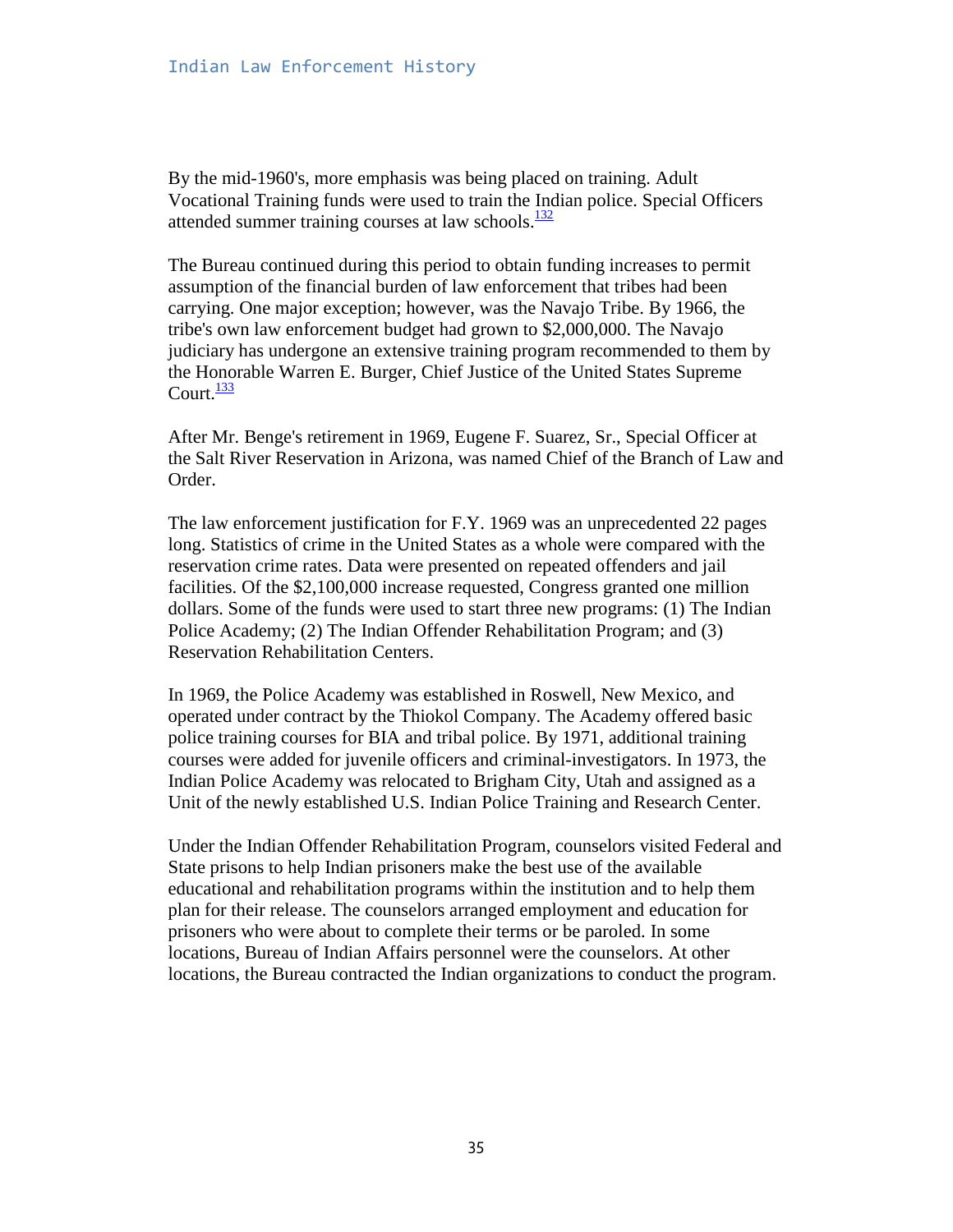By the mid-1960's, more emphasis was being placed on training. Adult Vocational Training funds were used to train the Indian police. Special Officers attended summer training courses at law schools.[132]

The Bureau continued during this period to obtain funding increases to permit assumption of the financial burden of law enforcement that tribes had been carrying. One major exception; however, was the Navajo Tribe. By 1966, the tribe's own law enforcement budget had grown to $2,000,000. The Navajo judiciary has undergone an extensive training program recommended to them by the Honorable Warren E. Burger, Chief Justice of the United States Supreme Court.[133]

After Mr. Benge's retirement in 1969, Eugene F. Suarez, Sr., Special Officer at the Salt River Reservation in Arizona, was named Chief of the Branch of Law and Order.

The law enforcement justification for F.Y. 1969 was an unprecedented 22 pages long. Statistics of crime in the United States as a whole were compared with the reservation crime rates. Data were presented on repeated offenders and jail facilities. Of the $2,100,000 increase requested, Congress granted one million dollars. Some of the funds were used to start three new programs: (1) The Indian Police Academy; (2) The Indian Offender Rehabilitation Program; and (3) Reservation Rehabilitation Centers.

In 1969, the Police Academy was established in Roswell, New Mexico, and operated under contract by the Thiokol Company. The Academy offered basic police training courses for BIA and tribal police. By 1971, additional training courses were added for juvenile officers and criminal-investigators. In 1973, the Indian Police Academy was relocated to Brigham City, Utah and assigned as a Unit of the newly established U.S. Indian Police Training and Research Center.

Under the Indian Offender Rehabilitation Program, counselors visited Federal and State prisons to help Indian prisoners make the best use of the available educational and rehabilitation programs within the institution and to help them plan for their release. The counselors arranged employment and education for prisoners who were about to complete their terms or be paroled. In some locations, Bureau of Indian Affairs personnel were the counselors. At other locations, the Bureau contracted the Indian organizations to conduct the program.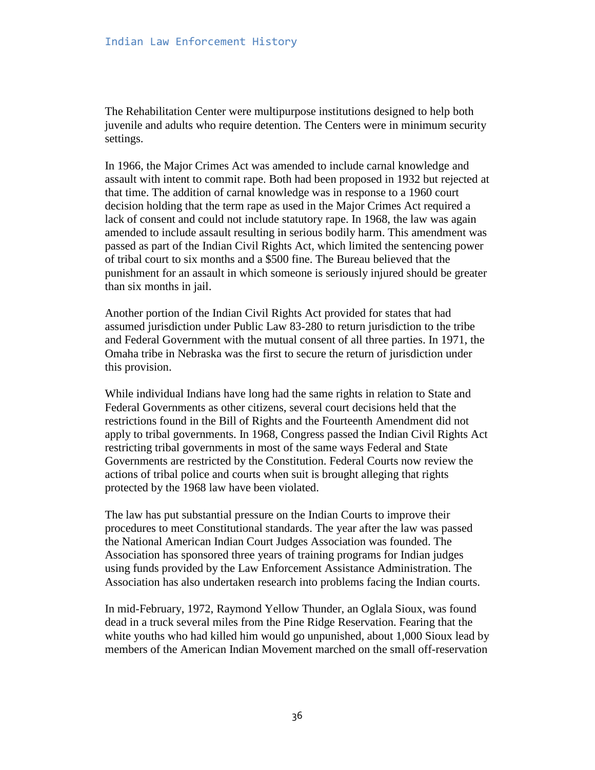The Rehabilitation Center were multipurpose institutions designed to help both juvenile and adults who require detention. The Centers were in minimum security settings.

In 1966, the Major Crimes Act was amended to include carnal knowledge and assault with intent to commit rape. Both had been proposed in 1932 but rejected at that time. The addition of carnal knowledge was in response to a 1960 court decision holding that the term rape as used in the Major Crimes Act required a lack of consent and could not include statutory rape. In 1968, the law was again amended to include assault resulting in serious bodily harm. This amendment was passed as part of the Indian Civil Rights Act, which limited the sentencing power of tribal court to six months and a $500 fine. The Bureau believed that the punishment for an assault in which someone is seriously injured should be greater than six months in jail.

Another portion of the Indian Civil Rights Act provided for states that had assumed jurisdiction under Public Law 83-280 to return jurisdiction to the tribe and Federal Government with the mutual consent of all three parties. In 1971, the Omaha tribe in Nebraska was the first to secure the return of jurisdiction under this provision.

While individual Indians have long had the same rights in relation to State and Federal Governments as other citizens, several court decisions held that the restrictions found in the Bill of Rights and the Fourteenth Amendment did not apply to tribal governments. In 1968, Congress passed the Indian Civil Rights Act restricting tribal governments in most of the same ways Federal and State Governments are restricted by the Constitution. Federal Courts now review the actions of tribal police and courts when suit is brought alleging that rights protected by the 1968 law have been violated.

The law has put substantial pressure on the Indian Courts to improve their procedures to meet Constitutional standards. The year after the law was passed the National American Indian Court Judges Association was founded. The Association has sponsored three years of training programs for Indian judges using funds provided by the Law Enforcement Assistance Administration. The Association has also undertaken research into problems facing the Indian courts.

In mid-February, 1972, Raymond Yellow Thunder, an Oglala Sioux, was found dead in a truck several miles from the Pine Ridge Reservation. Fearing that the white youths who had killed him would go unpunished, about 1,000 Sioux lead by members of the American Indian Movement marched on the small off-reservation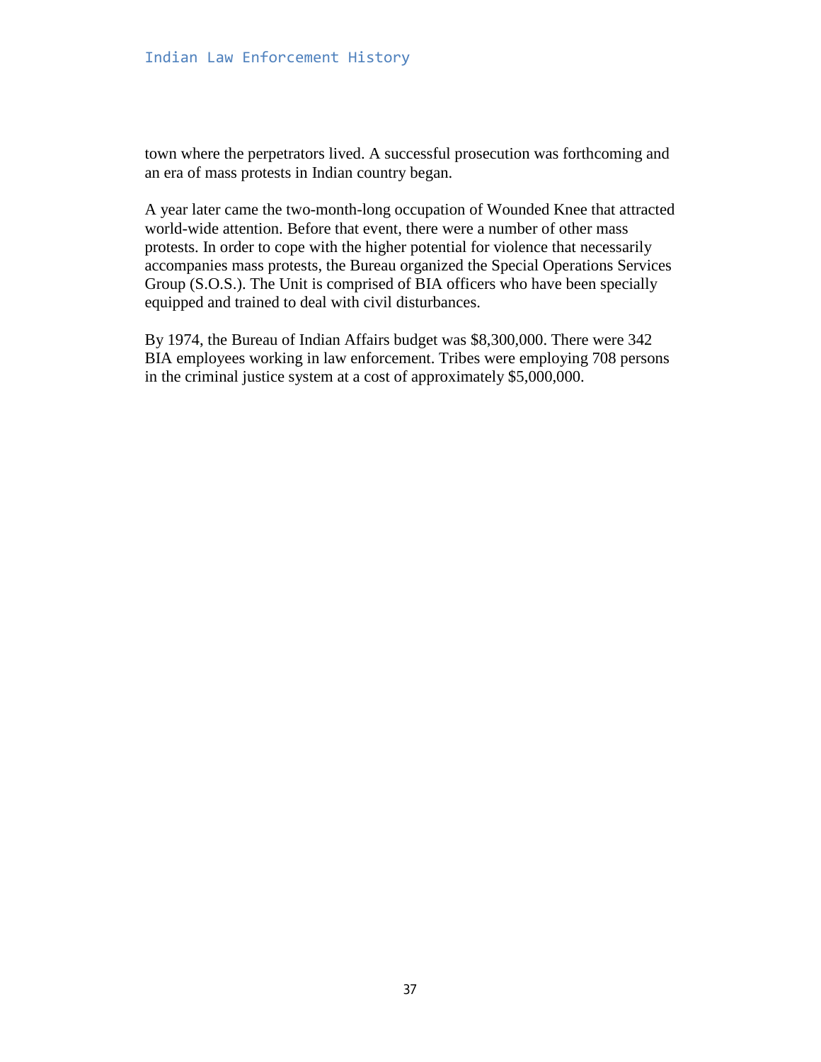town where the perpetrators lived. A successful prosecution was forthcoming and an era of mass protests in Indian country began.

A year later came the two-month-long occupation of Wounded Knee that attracted world-wide attention. Before that event, there were a number of other mass protests. In order to cope with the higher potential for violence that necessarily accompanies mass protests, the Bureau organized the Special Operations Services Group (S.O.S.). The Unit is comprised of BIA officers who have been specially equipped and trained to deal with civil disturbances.

By 1974, the Bureau of Indian Affairs budget was $8,300,000. There were 342 BIA employees working in law enforcement. Tribes were employing 708 persons in the criminal justice system at a cost of approximately $5,000,000.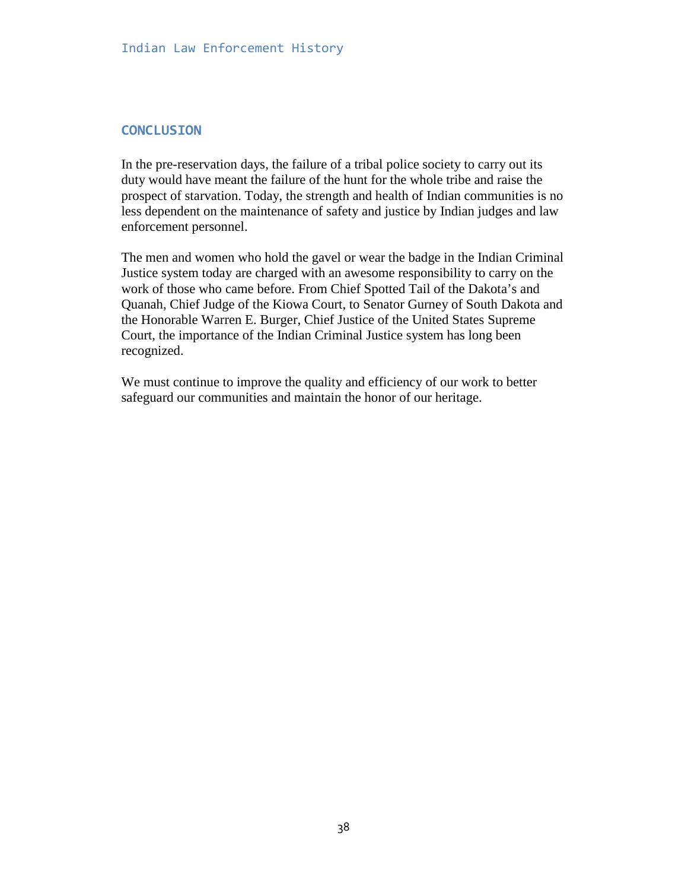## CONCLUSION

In the pre-reservation days, the failure of a tribal police society to carry out its duty would have meant the failure of the hunt for the whole tribe and raise the prospect of starvation. Today, the strength and health of Indian communities is no less dependent on the maintenance of safety and justice by Indian judges and law enforcement personnel.

The men and women who hold the gavel or wear the badge in the Indian Criminal Justice system today are charged with an awesome responsibility to carry on the work of those who came before. From Chief Spotted Tail of the Dakota's and Quanah, Chief Judge of the Kiowa Court, to Senator Gurney of South Dakota and the Honorable Warren E. Burger, Chief Justice of the United States Supreme Court, the importance of the Indian Criminal Justice system has long been recognized.

We must continue to improve the quality and efficiency of our work to better safeguard our communities and maintain the honor of our heritage.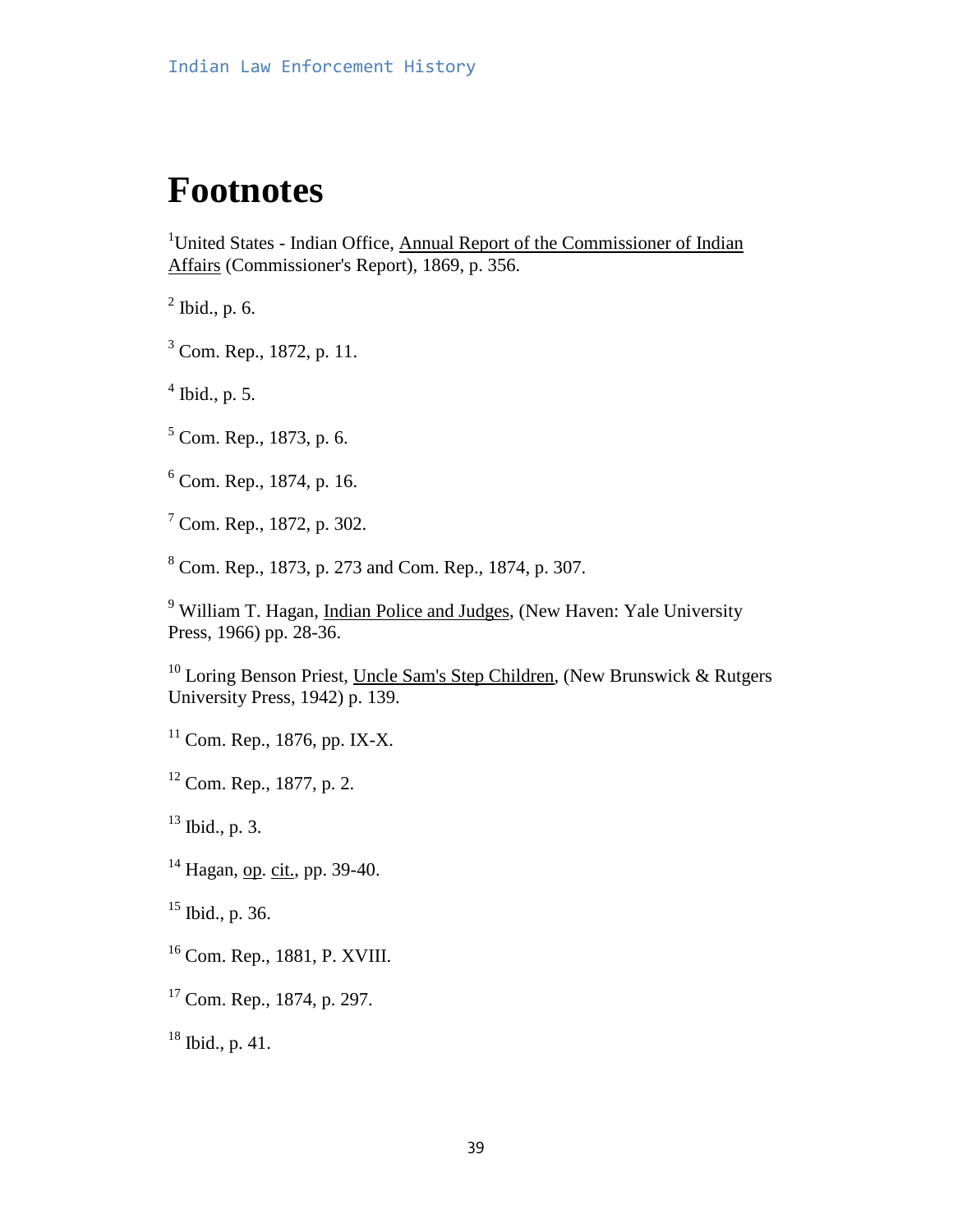# Footnotes

[1]United States - Indian Office, Annual Report of the Commissioner of Indian Affairs (Commissioner's Report), 1869, p. 356.

[2] Ibid., p. 6.

[3] Com. Rep., 1872, p. 11.

[4] Ibid., p. 5.

[5] Com. Rep., 1873, p. 6.

[6] Com. Rep., 1874, p. 16.

[7] Com. Rep., 1872, p. 302.

[8] Com. Rep., 1873, p. 273 and Com. Rep., 1874, p. 307.

[9] William T. Hagan, Indian Police and Judges, (New Haven: Yale University Press, 1966) pp. 28-36.

[10] Loring Benson Priest, Uncle Sam's Step Children, (New Brunswick & Rutgers University Press, 1942) p. 139.

[11] Com. Rep., 1876, pp. IX-X.

[12] Com. Rep., 1877, p. 2.

[13] Ibid., p. 3.

[14] Hagan, op. cit., pp. 39-40.

[15] Ibid., p. 36.

[16] Com. Rep., 1881, P. XVIII.

[17] Com. Rep., 1874, p. 297.

[18] Ibid., p. 41.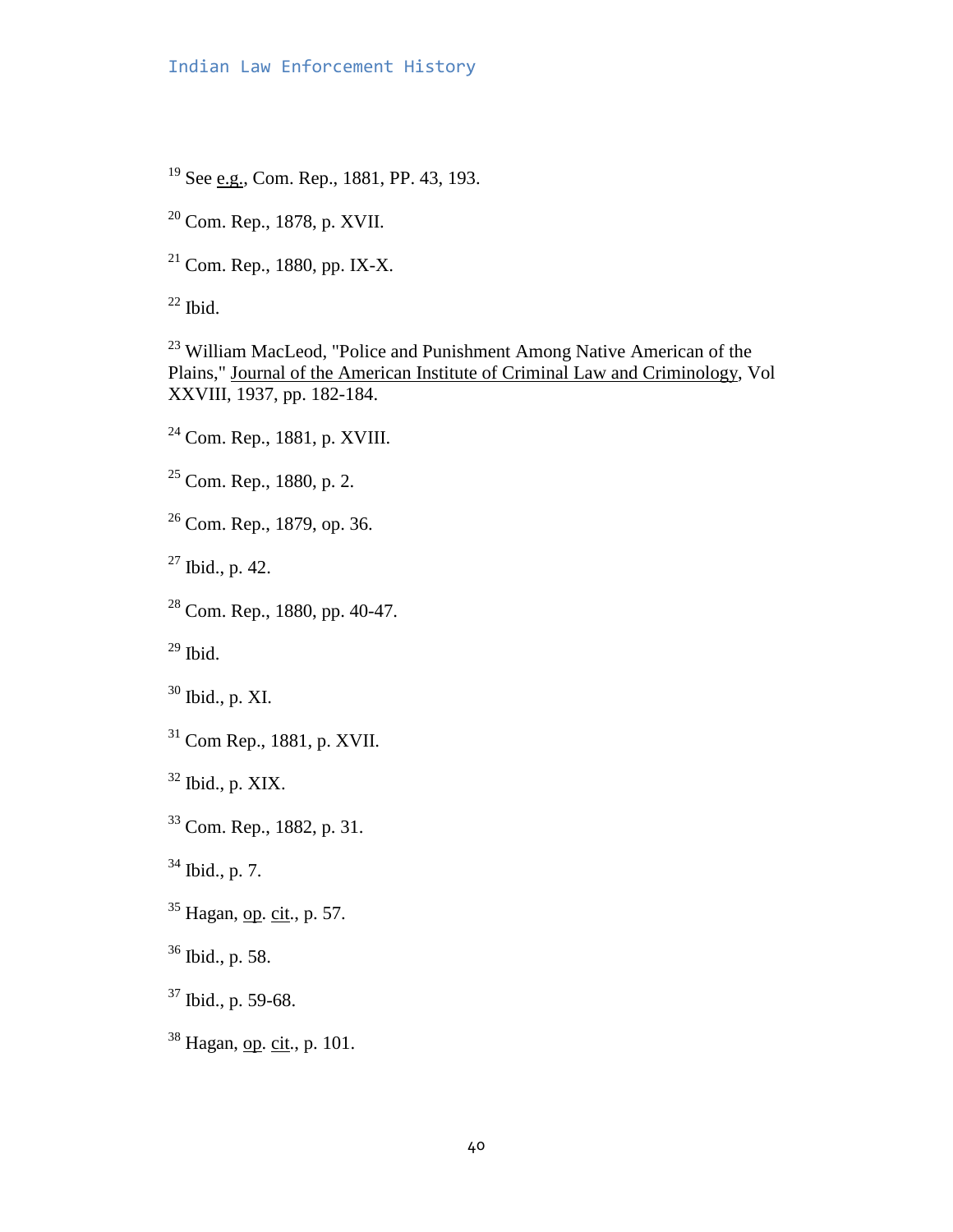[19] See e.g., Com. Rep., 1881, PP. 43, 193.

[20] Com. Rep., 1878, p. XVII.

[21] Com. Rep., 1880, pp. IX-X.

[22] Ibid.

[23] William MacLeod, "Police and Punishment Among Native American of the Plains," Journal of the American Institute of Criminal Law and Criminology, Vol XXVIII, 1937, pp. 182-184.

[24] Com. Rep., 1881, p. XVIII.

[25] Com. Rep., 1880, p. 2.

[26] Com. Rep., 1879, op. 36.

[27] Ibid., p. 42.

[28] Com. Rep., 1880, pp. 40-47.

[29] Ibid.

[30] Ibid., p. XI.

[31] Com Rep., 1881, p. XVII.

[32] Ibid., p. XIX.

[33] Com. Rep., 1882, p. 31.

[34] Ibid., p. 7.

[35] Hagan, op. cit., p. 57.

[36] Ibid., p. 58.

[37] Ibid., p. 59-68.

[38] Hagan, op. cit., p. 101.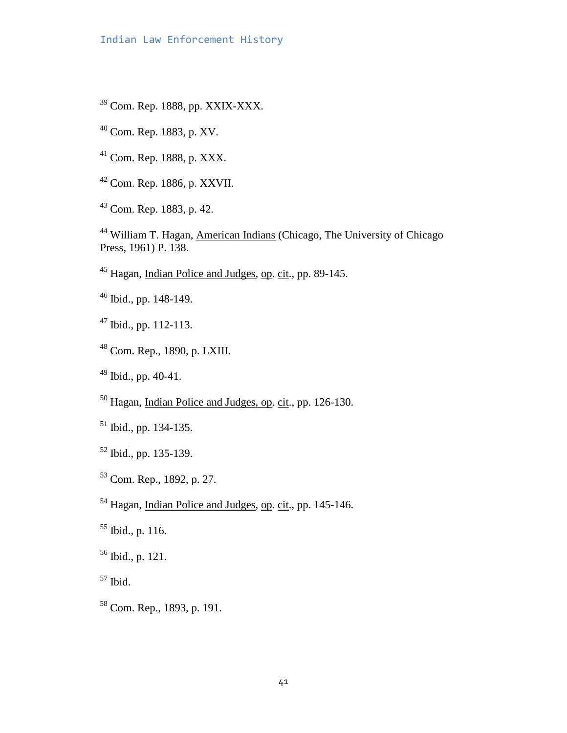[39] Com. Rep. 1888, pp. XXIX-XXX.

[40] Com. Rep. 1883, p. XV.

[41] Com. Rep. 1888, p. XXX.

[42] Com. Rep. 1886, p. XXVII.

[43] Com. Rep. 1883, p. 42.

[44] William T. Hagan, American Indians (Chicago, The University of Chicago Press, 1961) P. 138.

[45] Hagan, Indian Police and Judges, op. cit., pp. 89-145.

[46] Ibid., pp. 148-149.

[47] Ibid., pp. 112-113.

[48] Com. Rep., 1890, p. LXIII.

[49] Ibid., pp. 40-41.

[50] Hagan, Indian Police and Judges, op. cit., pp. 126-130.

[51] Ibid., pp. 134-135.

[52] Ibid., pp. 135-139.

[53] Com. Rep., 1892, p. 27.

[54] Hagan, Indian Police and Judges, op. cit., pp. 145-146.

[55] Ibid., p. 116.

[56] Ibid., p. 121.

[57] Ibid.

[58] Com. Rep., 1893, p. 191.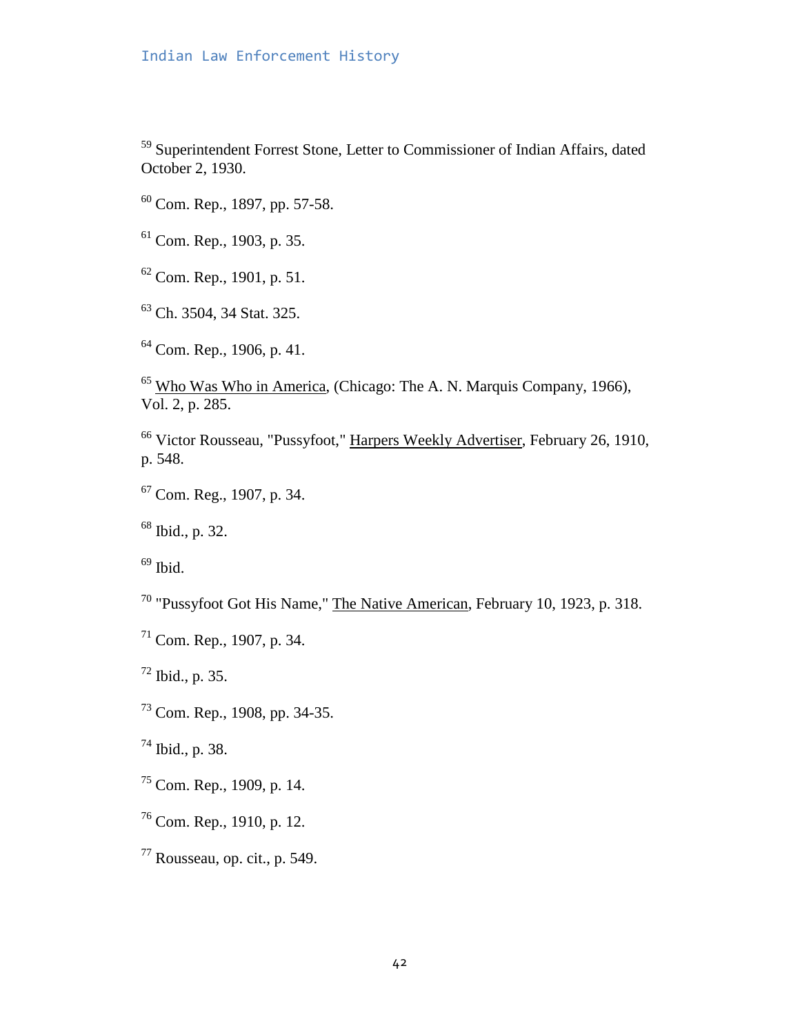[59] Superintendent Forrest Stone, Letter to Commissioner of Indian Affairs, dated October 2, 1930.

[60] Com. Rep., 1897, pp. 57-58.

[61] Com. Rep., 1903, p. 35.

[62] Com. Rep., 1901, p. 51.

[63] Ch. 3504, 34 Stat. 325.

[64] Com. Rep., 1906, p. 41.

[65] Who Was Who in America, (Chicago: The A. N. Marquis Company, 1966), Vol. 2, p. 285.

[66] Victor Rousseau, "Pussyfoot," Harpers Weekly Advertiser, February 26, 1910, p. 548.

[67] Com. Reg., 1907, p. 34.

[68] Ibid., p. 32.

[69] Ibid.

[70] "Pussyfoot Got His Name," The Native American, February 10, 1923, p. 318.

[71] Com. Rep., 1907, p. 34.

[72] Ibid., p. 35.

[73] Com. Rep., 1908, pp. 34-35.

[74] Ibid., p. 38.

[75] Com. Rep., 1909, p. 14.

[76] Com. Rep., 1910, p. 12.

[77] Rousseau, op. cit., p. 549.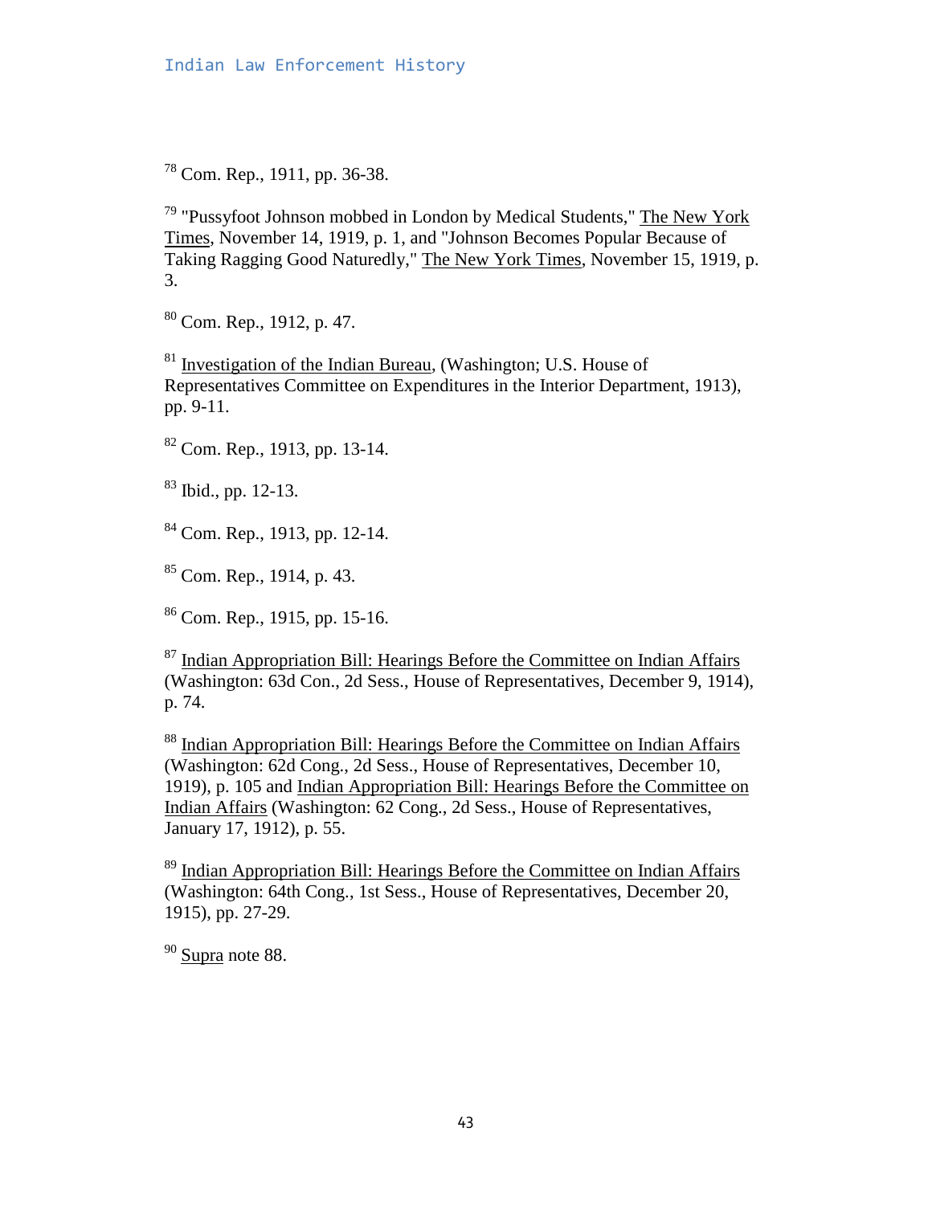[78] Com. Rep., 1911, pp. 36-38.

[79] "Pussyfoot Johnson mobbed in London by Medical Students," The New York Times, November 14, 1919, p. 1, and "Johnson Becomes Popular Because of Taking Ragging Good Naturedly," The New York Times, November 15, 1919, p. 3.

[80] Com. Rep., 1912, p. 47.

[81] Investigation of the Indian Bureau, (Washington; U.S. House of Representatives Committee on Expenditures in the Interior Department, 1913), pp. 9-11.

[82] Com. Rep., 1913, pp. 13-14.

[83] Ibid., pp. 12-13.

[84] Com. Rep., 1913, pp. 12-14.

[85] Com. Rep., 1914, p. 43.

[86] Com. Rep., 1915, pp. 15-16.

[87] Indian Appropriation Bill: Hearings Before the Committee on Indian Affairs (Washington: 63d Con., 2d Sess., House of Representatives, December 9, 1914), p. 74.

[88] Indian Appropriation Bill: Hearings Before the Committee on Indian Affairs (Washington: 62d Cong., 2d Sess., House of Representatives, December 10, 1919), p. 105 and Indian Appropriation Bill: Hearings Before the Committee on Indian Affairs (Washington: 62 Cong., 2d Sess., House of Representatives, January 17, 1912), p. 55.

[89] Indian Appropriation Bill: Hearings Before the Committee on Indian Affairs (Washington: 64th Cong., 1st Sess., House of Representatives, December 20, 1915), pp. 27-29.

[90] Supra note 88.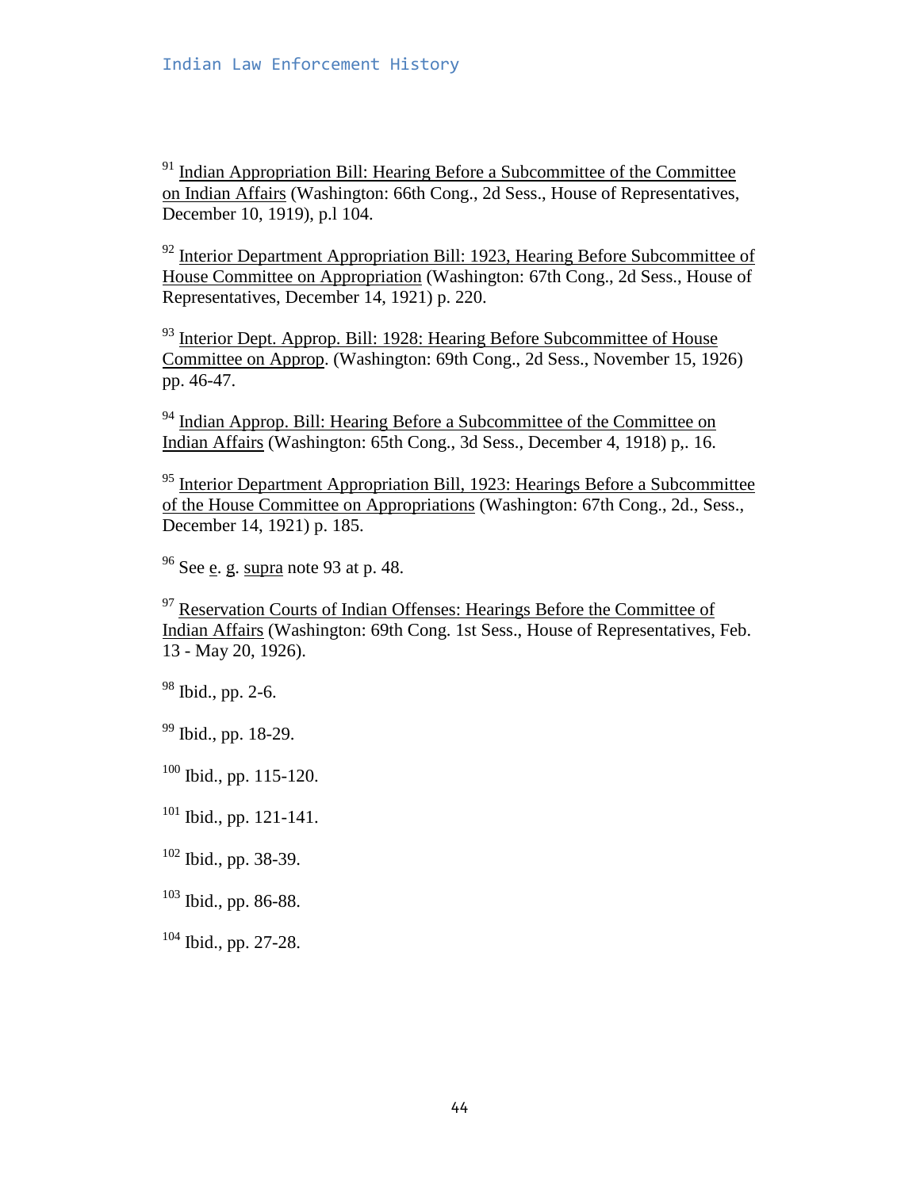[91] Indian Appropriation Bill: Hearing Before a Subcommittee of the Committee on Indian Affairs (Washington: 66th Cong., 2d Sess., House of Representatives, December 10, 1919), p.l 104.

[92] Interior Department Appropriation Bill: 1923, Hearing Before Subcommittee of House Committee on Appropriation (Washington: 67th Cong., 2d Sess., House of Representatives, December 14, 1921) p. 220.

[93] Interior Dept. Approp. Bill: 1928: Hearing Before Subcommittee of House Committee on Approp. (Washington: 69th Cong., 2d Sess., November 15, 1926) pp. 46-47.

[94] Indian Approp. Bill: Hearing Before a Subcommittee of the Committee on Indian Affairs (Washington: 65th Cong., 3d Sess., December 4, 1918) p,. 16.

[95] Interior Department Appropriation Bill, 1923: Hearings Before a Subcommittee of the House Committee on Appropriations (Washington: 67th Cong., 2d., Sess., December 14, 1921) p. 185.

[96] See e. g. supra note 93 at p. 48.

[97] Reservation Courts of Indian Offenses: Hearings Before the Committee of Indian Affairs (Washington: 69th Cong. 1st Sess., House of Representatives, Feb. 13 - May 20, 1926).

[98] Ibid., pp. 2-6.

[99] Ibid., pp. 18-29.

[100] Ibid., pp. 115-120.

[101] Ibid., pp. 121-141.

[102] Ibid., pp. 38-39.

[103] Ibid., pp. 86-88.

[104] Ibid., pp. 27-28.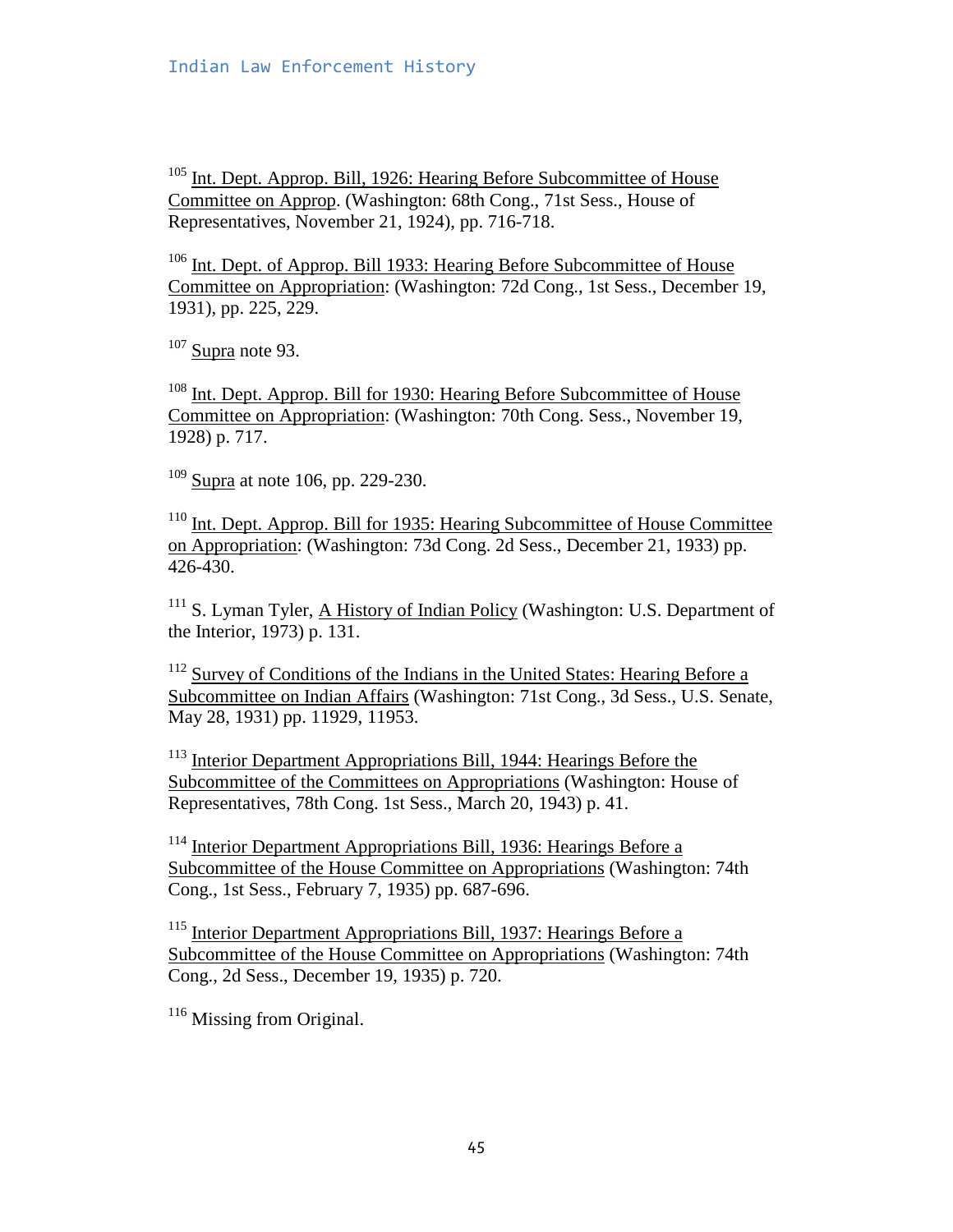[105] Int. Dept. Approp. Bill, 1926: Hearing Before Subcommittee of House Committee on Approp. (Washington: 68th Cong., 71st Sess., House of Representatives, November 21, 1924), pp. 716-718.

[106] Int. Dept. of Approp. Bill 1933: Hearing Before Subcommittee of House Committee on Appropriation: (Washington: 72d Cong., 1st Sess., December 19, 1931), pp. 225, 229.

[107] Supra note 93.

[108] Int. Dept. Approp. Bill for 1930: Hearing Before Subcommittee of House Committee on Appropriation: (Washington: 70th Cong. Sess., November 19, 1928) p. 717.

[109] Supra at note 106, pp. 229-230.

[110] Int. Dept. Approp. Bill for 1935: Hearing Subcommittee of House Committee on Appropriation: (Washington: 73d Cong. 2d Sess., December 21, 1933) pp. 426-430.

[111] S. Lyman Tyler, A History of Indian Policy (Washington: U.S. Department of the Interior, 1973) p. 131.

[112] Survey of Conditions of the Indians in the United States: Hearing Before a Subcommittee on Indian Affairs (Washington: 71st Cong., 3d Sess., U.S. Senate, May 28, 1931) pp. 11929, 11953.

[113] Interior Department Appropriations Bill, 1944: Hearings Before the Subcommittee of the Committees on Appropriations (Washington: House of Representatives, 78th Cong. 1st Sess., March 20, 1943) p. 41.

[114] Interior Department Appropriations Bill, 1936: Hearings Before a Subcommittee of the House Committee on Appropriations (Washington: 74th Cong., 1st Sess., February 7, 1935) pp. 687-696.

[115] Interior Department Appropriations Bill, 1937: Hearings Before a Subcommittee of the House Committee on Appropriations (Washington: 74th Cong., 2d Sess., December 19, 1935) p. 720.

[116] Missing from Original.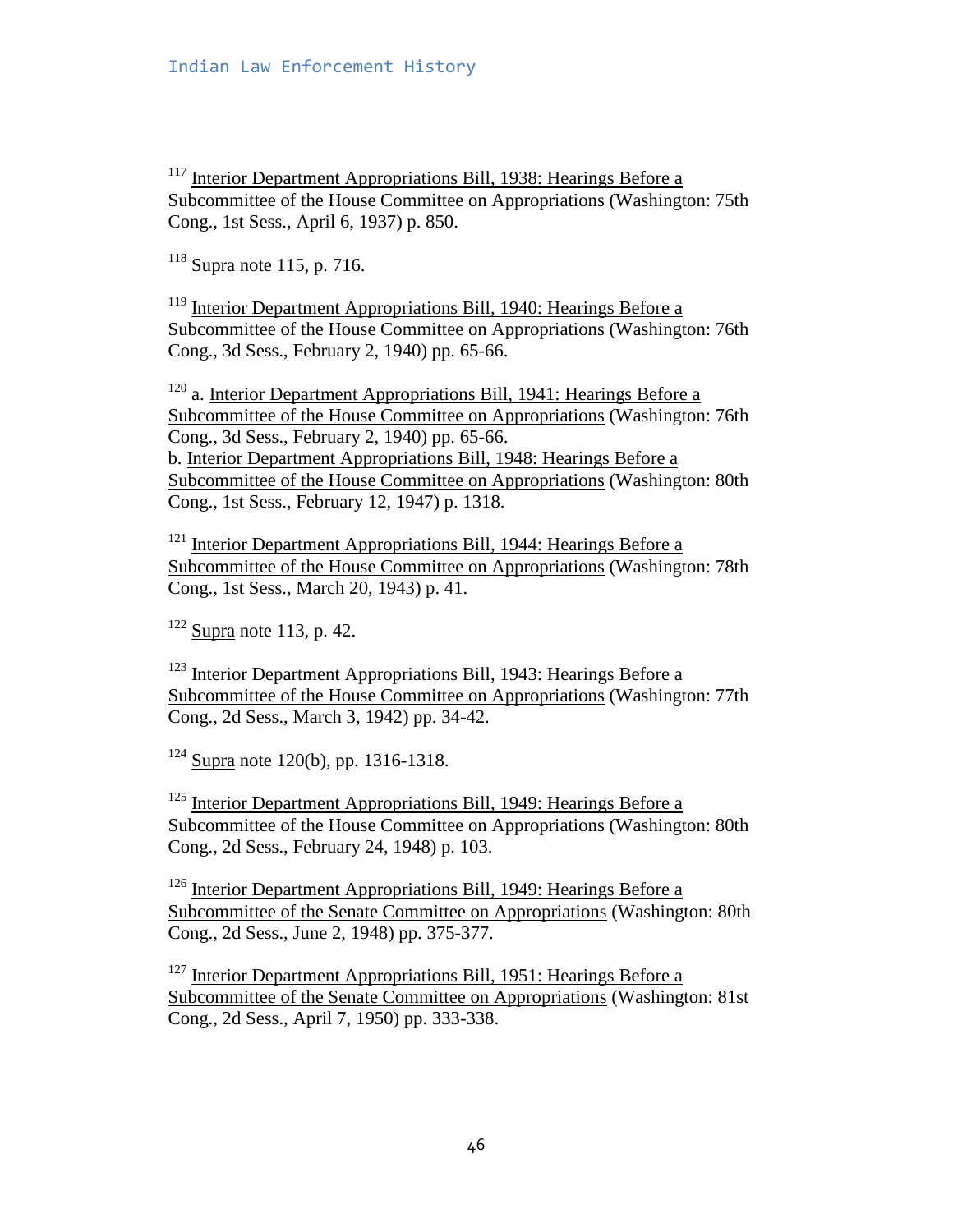[117] Interior Department Appropriations Bill, 1938: Hearings Before a Subcommittee of the House Committee on Appropriations (Washington: 75th Cong., 1st Sess., April 6, 1937) p. 850.

[118] Supra note 115, p. 716.

[119] Interior Department Appropriations Bill, 1940: Hearings Before a Subcommittee of the House Committee on Appropriations (Washington: 76th Cong., 3d Sess., February 2, 1940) pp. 65-66.

[120] a. Interior Department Appropriations Bill, 1941: Hearings Before a Subcommittee of the House Committee on Appropriations (Washington: 76th Cong., 3d Sess., February 2, 1940) pp. 65-66.
b. Interior Department Appropriations Bill, 1948: Hearings Before a Subcommittee of the House Committee on Appropriations (Washington: 80th Cong., 1st Sess., February 12, 1947) p. 1318.

[121] Interior Department Appropriations Bill, 1944: Hearings Before a Subcommittee of the House Committee on Appropriations (Washington: 78th Cong., 1st Sess., March 20, 1943) p. 41.

[122] Supra note 113, p. 42.

[123] Interior Department Appropriations Bill, 1943: Hearings Before a Subcommittee of the House Committee on Appropriations (Washington: 77th Cong., 2d Sess., March 3, 1942) pp. 34-42.

[124] Supra note 120(b), pp. 1316-1318.

[125] Interior Department Appropriations Bill, 1949: Hearings Before a Subcommittee of the House Committee on Appropriations (Washington: 80th Cong., 2d Sess., February 24, 1948) p. 103.

[126] Interior Department Appropriations Bill, 1949: Hearings Before a Subcommittee of the Senate Committee on Appropriations (Washington: 80th Cong., 2d Sess., June 2, 1948) pp. 375-377.

[127] Interior Department Appropriations Bill, 1951: Hearings Before a Subcommittee of the Senate Committee on Appropriations (Washington: 81st Cong., 2d Sess., April 7, 1950) pp. 333-338.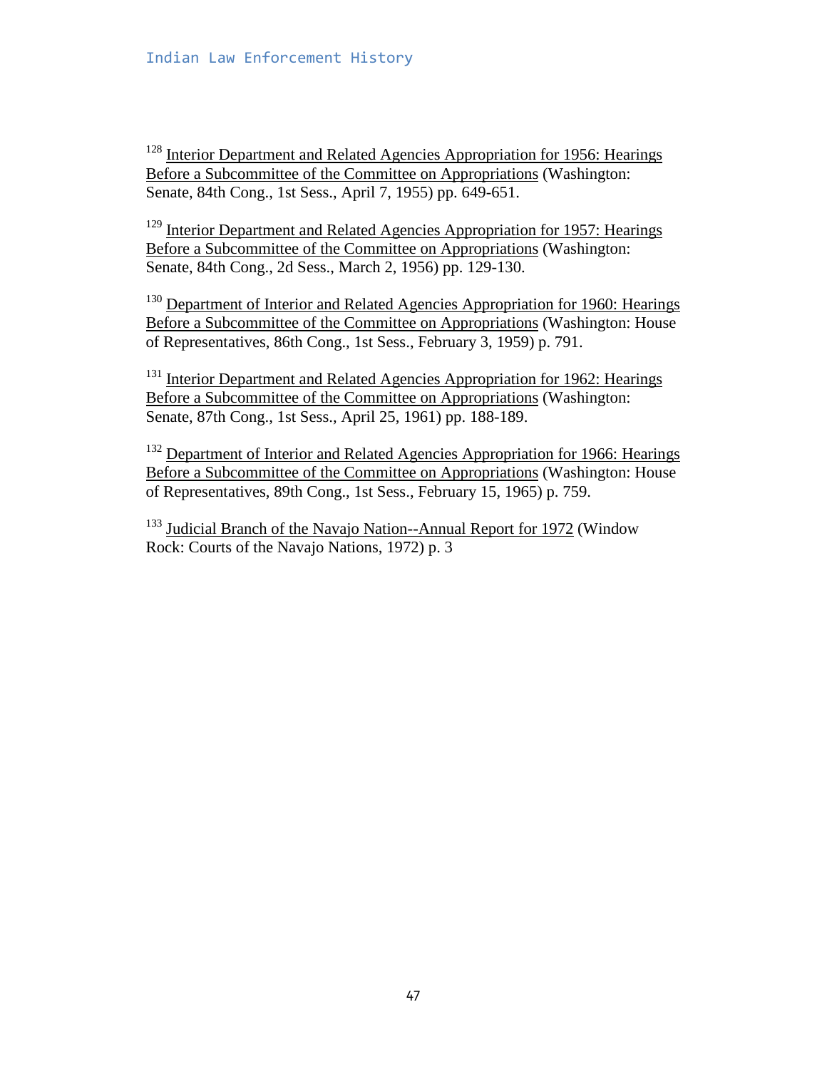[128] Interior Department and Related Agencies Appropriation for 1956: Hearings Before a Subcommittee of the Committee on Appropriations (Washington: Senate, 84th Cong., 1st Sess., April 7, 1955) pp. 649-651.

[129] Interior Department and Related Agencies Appropriation for 1957: Hearings Before a Subcommittee of the Committee on Appropriations (Washington: Senate, 84th Cong., 2d Sess., March 2, 1956) pp. 129-130.

[130] Department of Interior and Related Agencies Appropriation for 1960: Hearings Before a Subcommittee of the Committee on Appropriations (Washington: House of Representatives, 86th Cong., 1st Sess., February 3, 1959) p. 791.

[131] Interior Department and Related Agencies Appropriation for 1962: Hearings Before a Subcommittee of the Committee on Appropriations (Washington: Senate, 87th Cong., 1st Sess., April 25, 1961) pp. 188-189.

[132] Department of Interior and Related Agencies Appropriation for 1966: Hearings Before a Subcommittee of the Committee on Appropriations (Washington: House of Representatives, 89th Cong., 1st Sess., February 15, 1965) p. 759.

[133] Judicial Branch of the Navajo Nation--Annual Report for 1972 (Window Rock: Courts of the Navajo Nations, 1972) p. 3